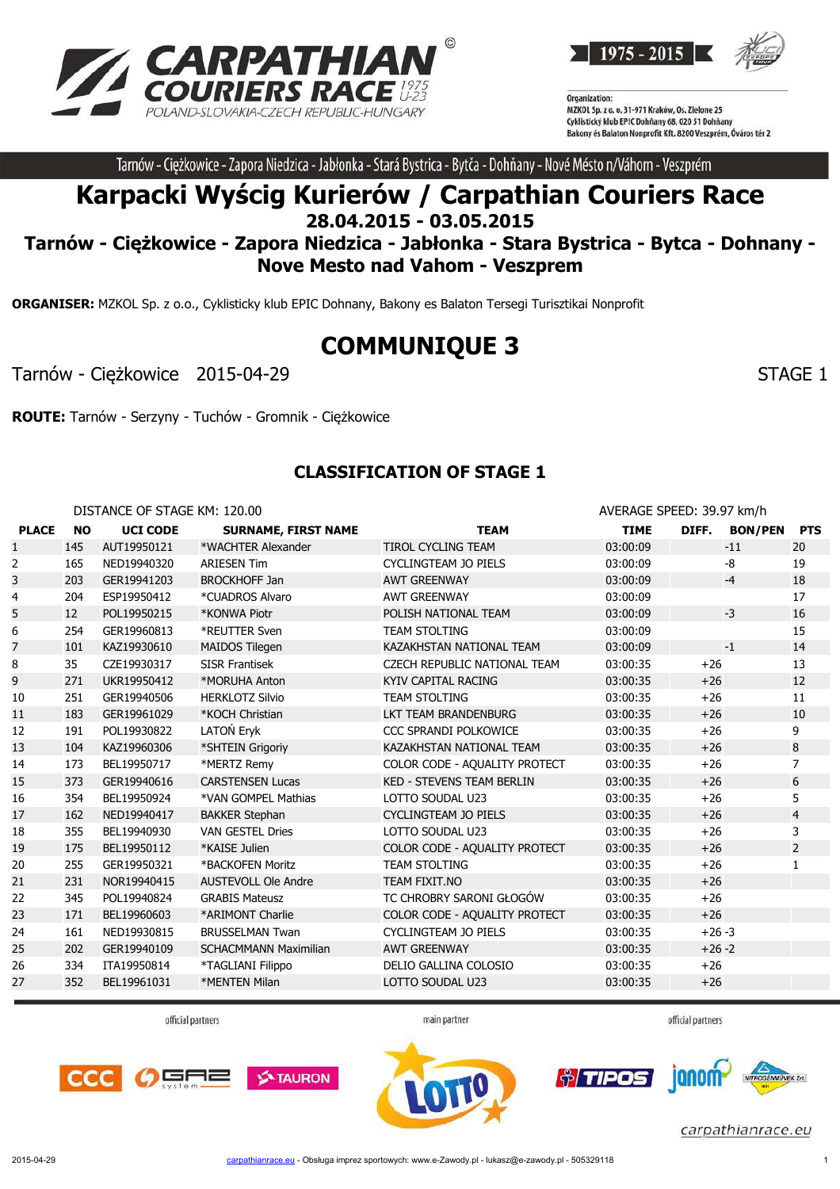Tarnów - Ciężkowice - Zapora Niedzica - Jabłonka - Stará Bystrica - Bytča - Dohňany - Nové Mésto n/Váhom - Veszprém

# Karpacki Wyścig Kurierów / Carpathian Couriers Race

## 28.04.2015 - 03.05.2015

## Tarnów - Ciężkowice - Zapora Niedzica - Jabłonka - Stara Bystrica - Bytca - Dohnany - Nove Mesto nad Vahom - Veszprem

**ORGANISER:** MZKOL Sp. z o.o., Cyklisticky klub EPIC Dohnany, Bakony es Balaton Tersegi Turisztikai Nonprofit

# COMMUNIQUE 3

Tarnów - Ciężkowice 2015-04-29 STAGE 1

**ROUTE:** Tarnów - Serzyny - Tuchów - Gromnik - Ciężkowice

## CLASSIFICATION OF STAGE 1

DISTANCE OF STAGE KM: 120.00 — AVERAGE SPEED: 39.97 km/h

| PLACE | NO | UCI CODE | SURNAME, FIRST NAME | TEAM | TIME | DIFF. | BON/PEN | PTS |
|---|---|---|---|---|---|---|---|---|
| 1 | 145 | AUT19950121 | *WACHTER Alexander | TIROL CYCLING TEAM | 03:00:09 | | -11 | 20 |
| 2 | 165 | NED19940320 | ARIESEN Tim | CYCLINGTEAM JO PIELS | 03:00:09 | | -8 | 19 |
| 3 | 203 | GER19941203 | BROCKHOFF Jan | AWT GREENWAY | 03:00:09 | | -4 | 18 |
| 4 | 204 | ESP19950412 | *CUADROS Alvaro | AWT GREENWAY | 03:00:09 | | | 17 |
| 5 | 12 | POL19950215 | *KONWA Piotr | POLISH NATIONAL TEAM | 03:00:09 | | -3 | 16 |
| 6 | 254 | GER19960813 | *REUTTER Sven | TEAM STOLTING | 03:00:09 | | | 15 |
| 7 | 101 | KAZ19930610 | MAIDOS Tilegen | KAZAKHSTAN NATIONAL TEAM | 03:00:09 | | -1 | 14 |
| 8 | 35 | CZE19930317 | SISR Frantisek | CZECH REPUBLIC NATIONAL TEAM | 03:00:35 | +26 | | 13 |
| 9 | 271 | UKR19950412 | *MORUHA Anton | KYIV CAPITAL RACING | 03:00:35 | +26 | | 12 |
| 10 | 251 | GER19940506 | HERKLOTZ Silvio | TEAM STOLTING | 03:00:35 | +26 | | 11 |
| 11 | 183 | GER19961029 | *KOCH Christian | LKT TEAM BRANDENBURG | 03:00:35 | +26 | | 10 |
| 12 | 191 | POL19930822 | LATOŃ Eryk | CCC SPRANDI POLKOWICE | 03:00:35 | +26 | | 9 |
| 13 | 104 | KAZ19960306 | *SHTEIN Grigoriy | KAZAKHSTAN NATIONAL TEAM | 03:00:35 | +26 | | 8 |
| 14 | 173 | BEL19950717 | *MERTZ Remy | COLOR CODE - AQUALITY PROTECT | 03:00:35 | +26 | | 7 |
| 15 | 373 | GER19940616 | CARSTENSEN Lucas | KED - STEVENS TEAM BERLIN | 03:00:35 | +26 | | 6 |
| 16 | 354 | BEL19950924 | *VAN GOMPEL Mathias | LOTTO SOUDAL U23 | 03:00:35 | +26 | | 5 |
| 17 | 162 | NED19940417 | BAKKER Stephan | CYCLINGTEAM JO PIELS | 03:00:35 | +26 | | 4 |
| 18 | 355 | BEL19940930 | VAN GESTEL Dries | LOTTO SOUDAL U23 | 03:00:35 | +26 | | 3 |
| 19 | 175 | BEL19950112 | *KAISE Julien | COLOR CODE - AQUALITY PROTECT | 03:00:35 | +26 | | 2 |
| 20 | 255 | GER19950321 | *BACKOFEN Moritz | TEAM STOLTING | 03:00:35 | +26 | | 1 |
| 21 | 231 | NOR19940415 | AUSTEVOLL Ole Andre | TEAM FIXIT.NO | 03:00:35 | +26 | | |
| 22 | 345 | POL19940824 | GRABIS Mateusz | TC CHROBRY SARONI GŁOGÓW | 03:00:35 | +26 | | |
| 23 | 171 | BEL19960603 | *ARIMONT Charlie | COLOR CODE - AQUALITY PROTECT | 03:00:35 | +26 | | |
| 24 | 161 | NED19930815 | BRUSSELMAN Twan | CYCLINGTEAM JO PIELS | 03:00:35 | +26 | -3 | |
| 25 | 202 | GER19940109 | SCHACMMANN Maximilian | AWT GREENWAY | 03:00:35 | +26 | -2 | |
| 26 | 334 | ITA19950814 | *TAGLIANI Filippo | DELIO GALLINA COLOSIO | 03:00:35 | +26 | | |
| 27 | 352 | BEL19961031 | *MENTEN Milan | LOTTO SOUDAL U23 | 03:00:35 | +26 | | |

official partners — main partner — official partners

carpathianrace.eu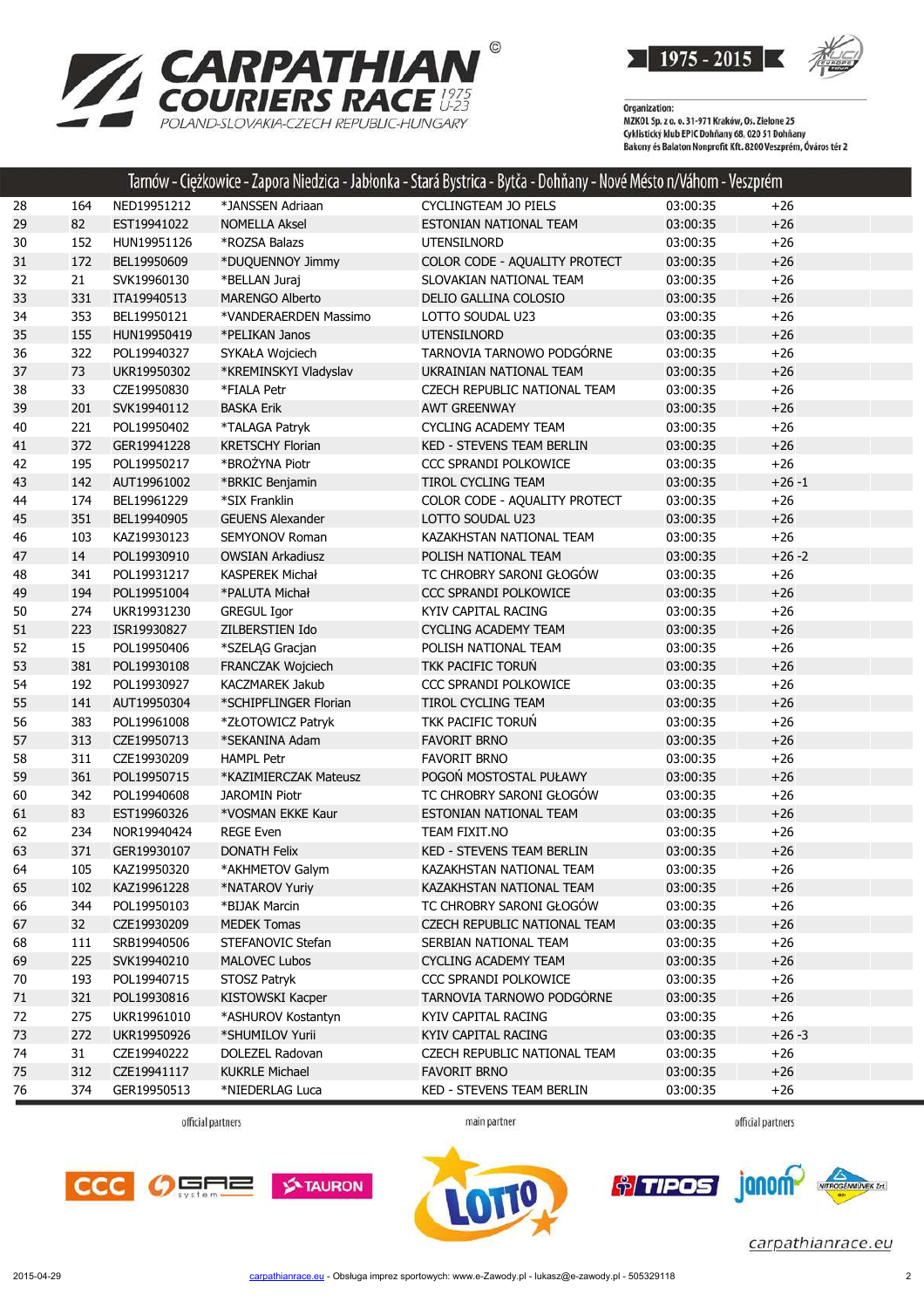# CARPATHIAN COURIERS RACE 1975 U-23

POLAND-SLOVAKIA-CZECH REPUBLIC-HUNGARY

1975 - 2015

Organization:
MZKOL Sp. z o. o. 31-971 Kraków, Os. Zielone 25
Cyklistický klub EPIC Dohňany 68, 020 51 Dohňany
Bakony és Balaton Nonprofit Kft. 8200 Veszprém, Óváros tér 2

## Tarnów - Ciężkowice - Zapora Niedzica - Jabłonka - Stará Bystrica - Bytča - Dohňany - Nové Mésto n/Váhom - Veszprém

| | | | | | | |
|---|---|---|---|---|---|---|
| 28 | 164 | NED19951212 | *JANSSEN Adriaan | CYCLINGTEAM JO PIELS | 03:00:35 | +26 |
| 29 | 82 | EST19941022 | NOMELLA Aksel | ESTONIAN NATIONAL TEAM | 03:00:35 | +26 |
| 30 | 152 | HUN19951126 | *ROZSA Balazs | UTENSILNORD | 03:00:35 | +26 |
| 31 | 172 | BEL19950609 | *DUQUENNOY Jimmy | COLOR CODE - AQUALITY PROTECT | 03:00:35 | +26 |
| 32 | 21 | SVK19960130 | *BELLAN Juraj | SLOVAKIAN NATIONAL TEAM | 03:00:35 | +26 |
| 33 | 331 | ITA19940513 | MARENGO Alberto | DELIO GALLINA COLOSIO | 03:00:35 | +26 |
| 34 | 353 | BEL19950121 | *VANDERAERDEN Massimo | LOTTO SOUDAL U23 | 03:00:35 | +26 |
| 35 | 155 | HUN19950419 | *PELIKAN Janos | UTENSILNORD | 03:00:35 | +26 |
| 36 | 322 | POL19940327 | SYKAŁA Wojciech | TARNOVIA TARNOWO PODGÓRNE | 03:00:35 | +26 |
| 37 | 73 | UKR19950302 | *KREMINSKYI Vladyslav | UKRAINIAN NATIONAL TEAM | 03:00:35 | +26 |
| 38 | 33 | CZE19950830 | *FIALA Petr | CZECH REPUBLIC NATIONAL TEAM | 03:00:35 | +26 |
| 39 | 201 | SVK19940112 | BASKA Erik | AWT GREENWAY | 03:00:35 | +26 |
| 40 | 221 | POL19950402 | *TALAGA Patryk | CYCLING ACADEMY TEAM | 03:00:35 | +26 |
| 41 | 372 | GER19941228 | KRETSCHY Florian | KED - STEVENS TEAM BERLIN | 03:00:35 | +26 |
| 42 | 195 | POL19950217 | *BROŻYNA Piotr | CCC SPRANDI POLKOWICE | 03:00:35 | +26 |
| 43 | 142 | AUT19961002 | *BRKIC Benjamin | TIROL CYCLING TEAM | 03:00:35 | +26 -1 |
| 44 | 174 | BEL19961229 | *SIX Franklin | COLOR CODE - AQUALITY PROTECT | 03:00:35 | +26 |
| 45 | 351 | BEL19940905 | GEUENS Alexander | LOTTO SOUDAL U23 | 03:00:35 | +26 |
| 46 | 103 | KAZ19930123 | SEMYONOV Roman | KAZAKHSTAN NATIONAL TEAM | 03:00:35 | +26 |
| 47 | 14 | POL19930910 | OWSIAN Arkadiusz | POLISH NATIONAL TEAM | 03:00:35 | +26 -2 |
| 48 | 341 | POL19931217 | KASPEREK Michał | TC CHROBRY SARONI GŁOGÓW | 03:00:35 | +26 |
| 49 | 194 | POL19951004 | *PALUTA Michał | CCC SPRANDI POLKOWICE | 03:00:35 | +26 |
| 50 | 274 | UKR19931230 | GREGUL Igor | KYIV CAPITAL RACING | 03:00:35 | +26 |
| 51 | 223 | ISR19930827 | ZILBERSTIEN Ido | CYCLING ACADEMY TEAM | 03:00:35 | +26 |
| 52 | 15 | POL19950406 | *SZELĄG Gracjan | POLISH NATIONAL TEAM | 03:00:35 | +26 |
| 53 | 381 | POL19930108 | FRANCZAK Wojciech | TKK PACIFIC TORUŃ | 03:00:35 | +26 |
| 54 | 192 | POL19930927 | KACZMAREK Jakub | CCC SPRANDI POLKOWICE | 03:00:35 | +26 |
| 55 | 141 | AUT19950304 | *SCHIPFLINGER Florian | TIROL CYCLING TEAM | 03:00:35 | +26 |
| 56 | 383 | POL19961008 | *ZŁOTOWICZ Patryk | TKK PACIFIC TORUŃ | 03:00:35 | +26 |
| 57 | 313 | CZE19950713 | *SEKANINA Adam | FAVORIT BRNO | 03:00:35 | +26 |
| 58 | 311 | CZE19930209 | HAMPL Petr | FAVORIT BRNO | 03:00:35 | +26 |
| 59 | 361 | POL19950715 | *KAZIMIERCZAK Mateusz | POGOŃ MOSTOSTAL PUŁAWY | 03:00:35 | +26 |
| 60 | 342 | POL19940608 | JAROMIN Piotr | TC CHROBRY SARONI GŁOGÓW | 03:00:35 | +26 |
| 61 | 83 | EST19960326 | *VOSMAN EKKE Kaur | ESTONIAN NATIONAL TEAM | 03:00:35 | +26 |
| 62 | 234 | NOR19940424 | REGE Even | TEAM FIXIT.NO | 03:00:35 | +26 |
| 63 | 371 | GER19930107 | DONATH Felix | KED - STEVENS TEAM BERLIN | 03:00:35 | +26 |
| 64 | 105 | KAZ19950320 | *AKHMETOV Galym | KAZAKHSTAN NATIONAL TEAM | 03:00:35 | +26 |
| 65 | 102 | KAZ19961228 | *NATAROV Yuriy | KAZAKHSTAN NATIONAL TEAM | 03:00:35 | +26 |
| 66 | 344 | POL19950103 | *BIJAK Marcin | TC CHROBRY SARONI GŁOGÓW | 03:00:35 | +26 |
| 67 | 32 | CZE19930209 | MEDEK Tomas | CZECH REPUBLIC NATIONAL TEAM | 03:00:35 | +26 |
| 68 | 111 | SRB19940506 | STEFANOVIC Stefan | SERBIAN NATIONAL TEAM | 03:00:35 | +26 |
| 69 | 225 | SVK19940210 | MALOVEC Lubos | CYCLING ACADEMY TEAM | 03:00:35 | +26 |
| 70 | 193 | POL19940715 | STOSZ Patryk | CCC SPRANDI POLKOWICE | 03:00:35 | +26 |
| 71 | 321 | POL19930816 | KISTOWSKI Kacper | TARNOVIA TARNOWO PODGÓRNE | 03:00:35 | +26 |
| 72 | 275 | UKR19961010 | *ASHUROV Kostantyn | KYIV CAPITAL RACING | 03:00:35 | +26 |
| 73 | 272 | UKR19950926 | *SHUMILOV Yurii | KYIV CAPITAL RACING | 03:00:35 | +26 -3 |
| 74 | 31 | CZE19940222 | DOLEZEL Radovan | CZECH REPUBLIC NATIONAL TEAM | 03:00:35 | +26 |
| 75 | 312 | CZE19941117 | KUKRLE Michael | FAVORIT BRNO | 03:00:35 | +26 |
| 76 | 374 | GER19950513 | *NIEDERLAG Luca | KED - STEVENS TEAM BERLIN | 03:00:35 | +26 |

official partners — main partner — official partners

CCC · GAZ system · TAURON · LOTTO · TIPOS · janom · NITROGÉNMŰVEK Zrt.

carpathianrace.eu

2015-04-29 — carpathianrace.eu - Obsługa imprez sportowych: www.e-Zawody.pl - lukasz@e-zawody.pl - 505329118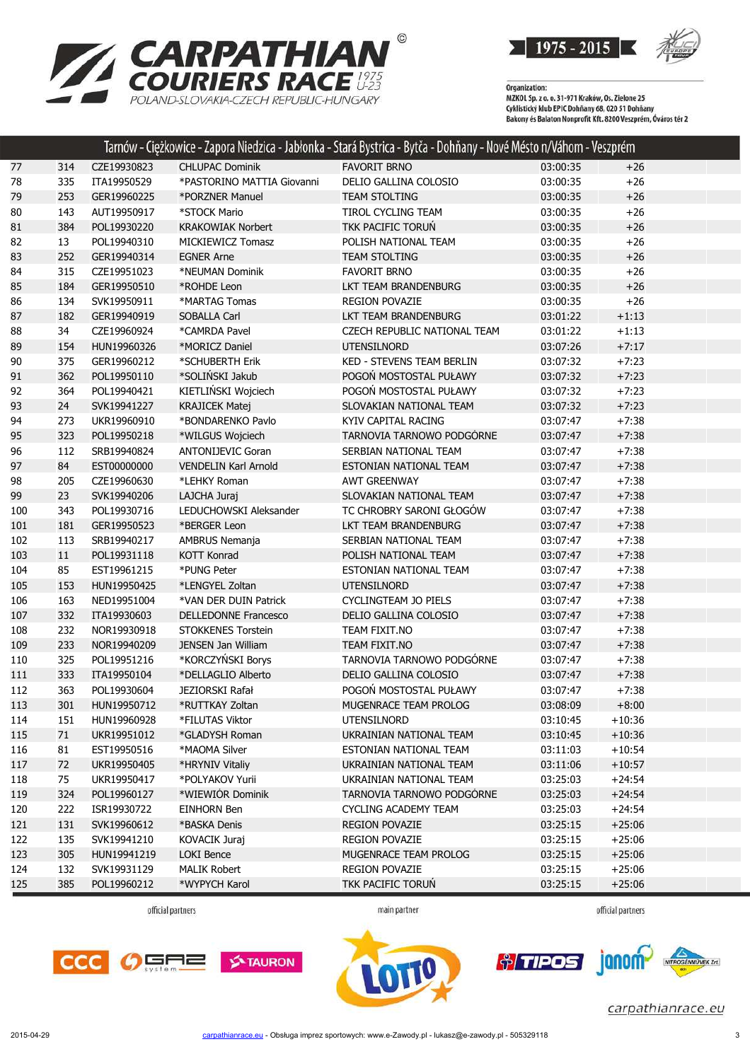# CARPATHIAN COURIERS RACE 1975 U-23

POLAND-SLOVAKIA-CZECH REPUBLIC-HUNGARY

1975 - 2015

Organization:
MZKOL Sp. z o. o. 31-971 Kraków, Os. Zielone 25
Cyklistický klub EPIC Dohňany 68, 020 51 Dohňany
Bakony és Balaton Nonprofit Kft. 8200 Veszprém, Óváros tér 2

## Tarnów - Ciężkowice - Zapora Niedzica - Jabłonka - Stará Bystrica - Bytča - Dohňany - Nové Mésto n/Váhom - Veszprém

| | | | | | | |
|---|---|---|---|---|---|---|
| 77 | 314 | CZE19930823 | CHLUPAC Dominik | FAVORIT BRNO | 03:00:35 | +26 |
| 78 | 335 | ITA19950529 | *PASTORINO MATTIA Giovanni | DELIO GALLINA COLOSIO | 03:00:35 | +26 |
| 79 | 253 | GER19960225 | *PORZNER Manuel | TEAM STOLTING | 03:00:35 | +26 |
| 80 | 143 | AUT19950917 | *STOCK Mario | TIROL CYCLING TEAM | 03:00:35 | +26 |
| 81 | 384 | POL19930220 | KRAKOWIAK Norbert | TKK PACIFIC TORUŃ | 03:00:35 | +26 |
| 82 | 13 | POL19940310 | MICKIEWICZ Tomasz | POLISH NATIONAL TEAM | 03:00:35 | +26 |
| 83 | 252 | GER19940314 | EGNER Arne | TEAM STOLTING | 03:00:35 | +26 |
| 84 | 315 | CZE19951023 | *NEUMAN Dominik | FAVORIT BRNO | 03:00:35 | +26 |
| 85 | 184 | GER19950510 | *ROHDE Leon | LKT TEAM BRANDENBURG | 03:00:35 | +26 |
| 86 | 134 | SVK19950911 | *MARTAG Tomas | REGION POVAZIE | 03:00:35 | +26 |
| 87 | 182 | GER19940919 | SOBALLA Carl | LKT TEAM BRANDENBURG | 03:01:22 | +1:13 |
| 88 | 34 | CZE19960924 | *CAMRDA Pavel | CZECH REPUBLIC NATIONAL TEAM | 03:01:22 | +1:13 |
| 89 | 154 | HUN19960326 | *MORICZ Daniel | UTENSILNORD | 03:07:26 | +7:17 |
| 90 | 375 | GER19960212 | *SCHUBERTH Erik | KED - STEVENS TEAM BERLIN | 03:07:32 | +7:23 |
| 91 | 362 | POL19950110 | *SOLIŃSKI Jakub | POGOŃ MOSTOSTAL PUŁAWY | 03:07:32 | +7:23 |
| 92 | 364 | POL19940421 | KIETLIŃSKI Wojciech | POGOŃ MOSTOSTAL PUŁAWY | 03:07:32 | +7:23 |
| 93 | 24 | SVK19941227 | KRAJICEK Matej | SLOVAKIAN NATIONAL TEAM | 03:07:32 | +7:23 |
| 94 | 273 | UKR19960910 | *BONDARENKO Pavlo | KYIV CAPITAL RACING | 03:07:47 | +7:38 |
| 95 | 323 | POL19950218 | *WILGUS Wojciech | TARNOVIA TARNOWO PODGÓRNE | 03:07:47 | +7:38 |
| 96 | 112 | SRB19940824 | ANTONIJEVIC Goran | SERBIAN NATIONAL TEAM | 03:07:47 | +7:38 |
| 97 | 84 | EST00000000 | VENDELIN Karl Arnold | ESTONIAN NATIONAL TEAM | 03:07:47 | +7:38 |
| 98 | 205 | CZE19960630 | *LEHKY Roman | AWT GREENWAY | 03:07:47 | +7:38 |
| 99 | 23 | SVK19940206 | LAJCHA Juraj | SLOVAKIAN NATIONAL TEAM | 03:07:47 | +7:38 |
| 100 | 343 | POL19930716 | LEDUCHOWSKI Aleksander | TC CHROBRY SARONI GŁOGÓW | 03:07:47 | +7:38 |
| 101 | 181 | GER19950523 | *BERGER Leon | LKT TEAM BRANDENBURG | 03:07:47 | +7:38 |
| 102 | 113 | SRB19940217 | AMBRUS Nemanja | SERBIAN NATIONAL TEAM | 03:07:47 | +7:38 |
| 103 | 11 | POL19931118 | KOTT Konrad | POLISH NATIONAL TEAM | 03:07:47 | +7:38 |
| 104 | 85 | EST19961215 | *PUNG Peter | ESTONIAN NATIONAL TEAM | 03:07:47 | +7:38 |
| 105 | 153 | HUN19950425 | *LENGYEL Zoltan | UTENSILNORD | 03:07:47 | +7:38 |
| 106 | 163 | NED19951004 | *VAN DER DUIN Patrick | CYCLINGTEAM JO PIELS | 03:07:47 | +7:38 |
| 107 | 332 | ITA19930603 | DELLEDONNE Francesco | DELIO GALLINA COLOSIO | 03:07:47 | +7:38 |
| 108 | 232 | NOR19930918 | STOKKENES Torstein | TEAM FIXIT.NO | 03:07:47 | +7:38 |
| 109 | 233 | NOR19940209 | JENSEN Jan William | TEAM FIXIT.NO | 03:07:47 | +7:38 |
| 110 | 325 | POL19951216 | *KORCZYŃSKI Borys | TARNOVIA TARNOWO PODGÓRNE | 03:07:47 | +7:38 |
| 111 | 333 | ITA19950104 | *DELLAGLIO Alberto | DELIO GALLINA COLOSIO | 03:07:47 | +7:38 |
| 112 | 363 | POL19930604 | JEZIORSKI Rafał | POGOŃ MOSTOSTAL PUŁAWY | 03:07:47 | +7:38 |
| 113 | 301 | HUN19950712 | *RUTTKAY Zoltan | MUGENRACE TEAM PROLOG | 03:08:09 | +8:00 |
| 114 | 151 | HUN19960928 | *FILUTAS Viktor | UTENSILNORD | 03:10:45 | +10:36 |
| 115 | 71 | UKR19951012 | *GLADYSH Roman | UKRAINIAN NATIONAL TEAM | 03:10:45 | +10:36 |
| 116 | 81 | EST19950516 | *MAOMA Silver | ESTONIAN NATIONAL TEAM | 03:11:03 | +10:54 |
| 117 | 72 | UKR19950405 | *HRYNIV Vitaliy | UKRAINIAN NATIONAL TEAM | 03:11:06 | +10:57 |
| 118 | 75 | UKR19950417 | *POLYAKOV Yurii | UKRAINIAN NATIONAL TEAM | 03:25:03 | +24:54 |
| 119 | 324 | POL19960127 | *WIEWIÓR Dominik | TARNOVIA TARNOWO PODGÓRNE | 03:25:03 | +24:54 |
| 120 | 222 | ISR19930722 | EINHORN Ben | CYCLING ACADEMY TEAM | 03:25:03 | +24:54 |
| 121 | 131 | SVK19960612 | *BASKA Denis | REGION POVAZIE | 03:25:15 | +25:06 |
| 122 | 135 | SVK19941210 | KOVACIK Juraj | REGION POVAZIE | 03:25:15 | +25:06 |
| 123 | 305 | HUN19941219 | LOKI Bence | MUGENRACE TEAM PROLOG | 03:25:15 | +25:06 |
| 124 | 132 | SVK19931129 | MALIK Robert | REGION POVAZIE | 03:25:15 | +25:06 |
| 125 | 385 | POL19960212 | *WYPYCH Karol | TKK PACIFIC TORUŃ | 03:25:15 | +25:06 |

official partners — main partner — official partners

CCC, GAZ system, TAURON, LOTTO, TIPOS, janom, NITROGÉNMŰVEK Zrt.

carpathianrace.eu

2015-04-29 — carpathianrace.eu - Obsługa imprez sportowych: www.e-Zawody.pl - lukasz@e-zawody.pl - 505329118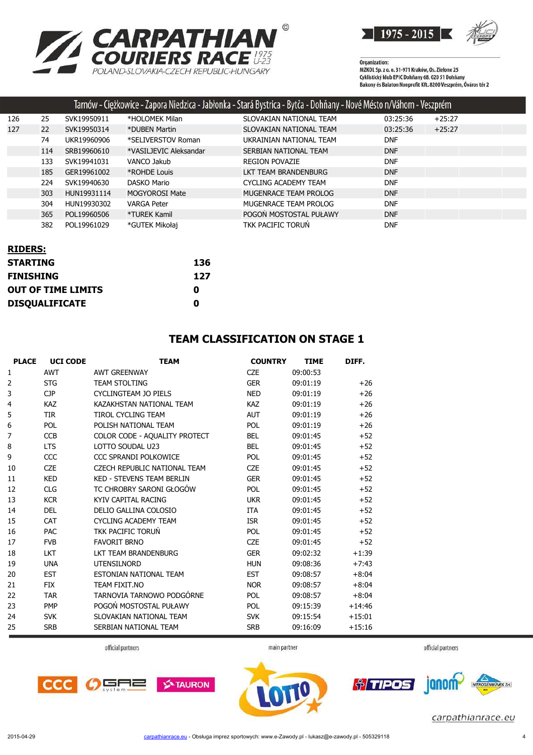Tarnów - Ciężkowice - Zapora Niedzica - Jabłonka - Stará Bystrica - Bytča - Dohňany - Nové Mésto n/Váhom - Veszprém

| | | | | | | |
|---|---|---|---|---|---|---|
| 126 | 25 | SVK19950911 | *HOLOMEK Milan | SLOVAKIAN NATIONAL TEAM | 03:25:36 | +25:27 |
| 127 | 22 | SVK19950314 | *DUBEN Martin | SLOVAKIAN NATIONAL TEAM | 03:25:36 | +25:27 |
| | 74 | UKR19960906 | *SELIVERSTOV Roman | UKRAINIAN NATIONAL TEAM | DNF | |
| | 114 | SRB19960610 | *VASILJEVIC Aleksandar | SERBIAN NATIONAL TEAM | DNF | |
| | 133 | SVK19941031 | VANCO Jakub | REGION POVAZIE | DNF | |
| | 185 | GER19961002 | *ROHDE Louis | LKT TEAM BRANDENBURG | DNF | |
| | 224 | SVK19940630 | DASKO Mario | CYCLING ACADEMY TEAM | DNF | |
| | 303 | HUN19931114 | MOGYOROSI Mate | MUGENRACE TEAM PROLOG | DNF | |
| | 304 | HUN19930302 | VARGA Peter | MUGENRACE TEAM PROLOG | DNF | |
| | 365 | POL19960506 | *TUREK Kamil | POGOŃ MOSTOSTAL PUŁAWY | DNF | |
| | 382 | POL19961029 | *GUTEK Mikołaj | TKK PACIFIC TORUŃ | DNF | |

**RIDERS:**

| | |
|---|---|
| **STARTING** | **136** |
| **FINISHING** | **127** |
| **OUT OF TIME LIMITS** | **0** |
| **DISQUALIFICATE** | **0** |

## TEAM CLASSIFICATION ON STAGE 1

| PLACE | UCI CODE | TEAM | COUNTRY | TIME | DIFF. |
|---|---|---|---|---|---|
| 1 | AWT | AWT GREENWAY | CZE | 09:00:53 | |
| 2 | STG | TEAM STOLTING | GER | 09:01:19 | +26 |
| 3 | CJP | CYCLINGTEAM JO PIELS | NED | 09:01:19 | +26 |
| 4 | KAZ | KAZAKHSTAN NATIONAL TEAM | KAZ | 09:01:19 | +26 |
| 5 | TIR | TIROL CYCLING TEAM | AUT | 09:01:19 | +26 |
| 6 | POL | POLISH NATIONAL TEAM | POL | 09:01:19 | +26 |
| 7 | CCB | COLOR CODE - AQUALITY PROTECT | BEL | 09:01:45 | +52 |
| 8 | LTS | LOTTO SOUDAL U23 | BEL | 09:01:45 | +52 |
| 9 | CCC | CCC SPRANDI POLKOWICE | POL | 09:01:45 | +52 |
| 10 | CZE | CZECH REPUBLIC NATIONAL TEAM | CZE | 09:01:45 | +52 |
| 11 | KED | KED - STEVENS TEAM BERLIN | GER | 09:01:45 | +52 |
| 12 | CLG | TC CHROBRY SARONI GŁOGÓW | POL | 09:01:45 | +52 |
| 13 | KCR | KYIV CAPITAL RACING | UKR | 09:01:45 | +52 |
| 14 | DEL | DELIO GALLINA COLOSIO | ITA | 09:01:45 | +52 |
| 15 | CAT | CYCLING ACADEMY TEAM | ISR | 09:01:45 | +52 |
| 16 | PAC | TKK PACIFIC TORUŃ | POL | 09:01:45 | +52 |
| 17 | FVB | FAVORIT BRNO | CZE | 09:01:45 | +52 |
| 18 | LKT | LKT TEAM BRANDENBURG | GER | 09:02:32 | +1:39 |
| 19 | UNA | UTENSILNORD | HUN | 09:08:36 | +7:43 |
| 20 | EST | ESTONIAN NATIONAL TEAM | EST | 09:08:57 | +8:04 |
| 21 | FIX | TEAM FIXIT.NO | NOR | 09:08:57 | +8:04 |
| 22 | TAR | TARNOVIA TARNOWO PODGÓRNE | POL | 09:08:57 | +8:04 |
| 23 | PMP | POGOŃ MOSTOSTAL PUŁAWY | POL | 09:15:39 | +14:46 |
| 24 | SVK | SLOVAKIAN NATIONAL TEAM | SVK | 09:15:54 | +15:01 |
| 25 | SRB | SERBIAN NATIONAL TEAM | SRB | 09:16:09 | +15:16 |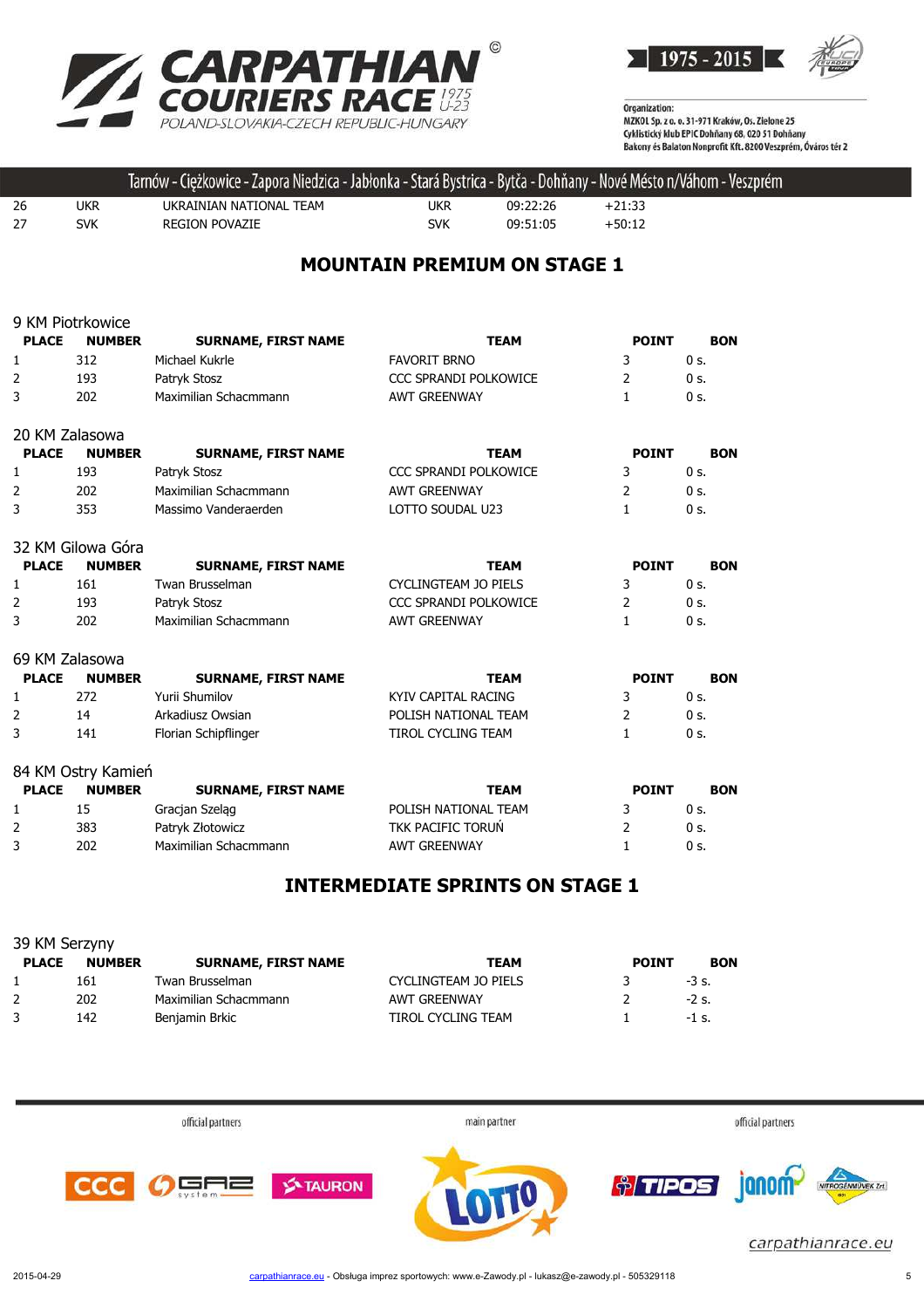Tarnów - Ciężkowice - Zapora Niedzica - Jabłonka - Stará Bystrica - Bytča - Dohňany - Nové Mésto n/Váhom - Veszprém

| | | | | | |
|---|---|---|---|---|---|
| 26 | UKR | UKRAINIAN NATIONAL TEAM | UKR | 09:22:26 | +21:33 |
| 27 | SVK | REGION POVAZIE | SVK | 09:51:05 | +50:12 |

## MOUNTAIN PREMIUM ON STAGE 1

### 9 KM Piotrkowice

| PLACE | NUMBER | SURNAME, FIRST NAME | TEAM | POINT | BON |
|---|---|---|---|---|---|
| 1 | 312 | Michael Kukrle | FAVORIT BRNO | 3 | 0 s. |
| 2 | 193 | Patryk Stosz | CCC SPRANDI POLKOWICE | 2 | 0 s. |
| 3 | 202 | Maximilian Schacmmann | AWT GREENWAY | 1 | 0 s. |

### 20 KM Zalasowa

| PLACE | NUMBER | SURNAME, FIRST NAME | TEAM | POINT | BON |
|---|---|---|---|---|---|
| 1 | 193 | Patryk Stosz | CCC SPRANDI POLKOWICE | 3 | 0 s. |
| 2 | 202 | Maximilian Schacmmann | AWT GREENWAY | 2 | 0 s. |
| 3 | 353 | Massimo Vanderaerden | LOTTO SOUDAL U23 | 1 | 0 s. |

### 32 KM Gilowa Góra

| PLACE | NUMBER | SURNAME, FIRST NAME | TEAM | POINT | BON |
|---|---|---|---|---|---|
| 1 | 161 | Twan Brusselman | CYCLINGTEAM JO PIELS | 3 | 0 s. |
| 2 | 193 | Patryk Stosz | CCC SPRANDI POLKOWICE | 2 | 0 s. |
| 3 | 202 | Maximilian Schacmmann | AWT GREENWAY | 1 | 0 s. |

### 69 KM Zalasowa

| PLACE | NUMBER | SURNAME, FIRST NAME | TEAM | POINT | BON |
|---|---|---|---|---|---|
| 1 | 272 | Yurii Shumilov | KYIV CAPITAL RACING | 3 | 0 s. |
| 2 | 14 | Arkadiusz Owsian | POLISH NATIONAL TEAM | 2 | 0 s. |
| 3 | 141 | Florian Schipflinger | TIROL CYCLING TEAM | 1 | 0 s. |

### 84 KM Ostry Kamień

| PLACE | NUMBER | SURNAME, FIRST NAME | TEAM | POINT | BON |
|---|---|---|---|---|---|
| 1 | 15 | Gracjan Szeląg | POLISH NATIONAL TEAM | 3 | 0 s. |
| 2 | 383 | Patryk Złotowicz | TKK PACIFIC TORUŃ | 2 | 0 s. |
| 3 | 202 | Maximilian Schacmmann | AWT GREENWAY | 1 | 0 s. |

## INTERMEDIATE SPRINTS ON STAGE 1

### 39 KM Serzyny

| PLACE | NUMBER | SURNAME, FIRST NAME | TEAM | POINT | BON |
|---|---|---|---|---|---|
| 1 | 161 | Twan Brusselman | CYCLINGTEAM JO PIELS | 3 | -3 s. |
| 2 | 202 | Maximilian Schacmmann | AWT GREENWAY | 2 | -2 s. |
| 3 | 142 | Benjamin Brkic | TIROL CYCLING TEAM | 1 | -1 s. |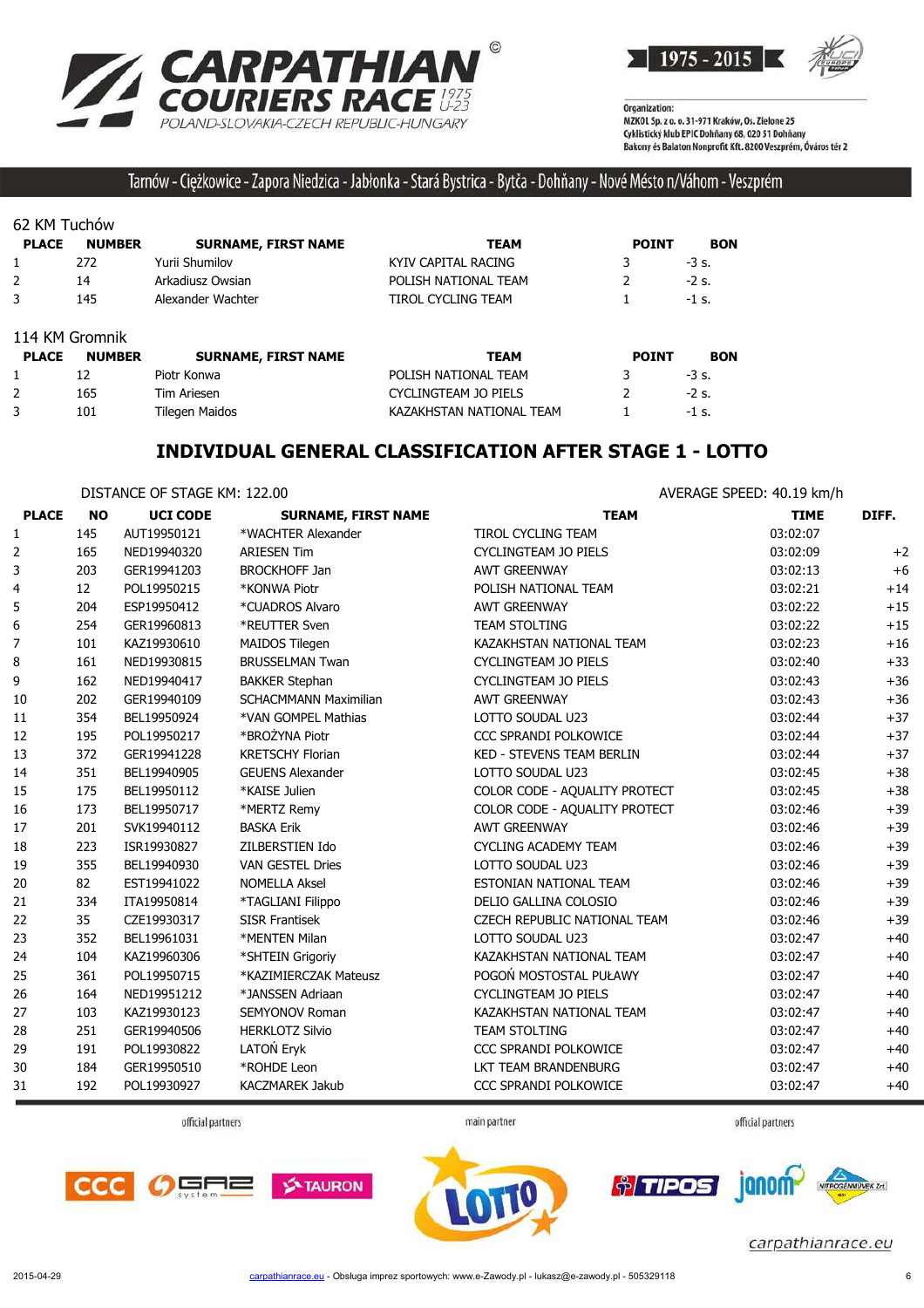Tarnów - Ciężkowice - Zapora Niedzica - Jabłonka - Stará Bystrica - Bytča - Dohňany - Nové Mésto n/Váhom - Veszprém

62 KM Tuchów

| PLACE | NUMBER | SURNAME, FIRST NAME | TEAM | POINT | BON |
|---|---|---|---|---|---|
| 1 | 272 | Yurii Shumilov | KYIV CAPITAL RACING | 3 | -3 s. |
| 2 | 14 | Arkadiusz Owsian | POLISH NATIONAL TEAM | 2 | -2 s. |
| 3 | 145 | Alexander Wachter | TIROL CYCLING TEAM | 1 | -1 s. |

114 KM Gromnik

| PLACE | NUMBER | SURNAME, FIRST NAME | TEAM | POINT | BON |
|---|---|---|---|---|---|
| 1 | 12 | Piotr Konwa | POLISH NATIONAL TEAM | 3 | -3 s. |
| 2 | 165 | Tim Ariesen | CYCLINGTEAM JO PIELS | 2 | -2 s. |
| 3 | 101 | Tilegen Maidos | KAZAKHSTAN NATIONAL TEAM | 1 | -1 s. |

## INDIVIDUAL GENERAL CLASSIFICATION AFTER STAGE 1 - LOTTO

DISTANCE OF STAGE KM: 122.00

AVERAGE SPEED: 40.19 km/h

| PLACE | NO | UCI CODE | SURNAME, FIRST NAME | TEAM | TIME | DIFF. |
|---|---|---|---|---|---|---|
| 1 | 145 | AUT19950121 | *WACHTER Alexander | TIROL CYCLING TEAM | 03:02:07 | |
| 2 | 165 | NED19940320 | ARIESEN Tim | CYCLINGTEAM JO PIELS | 03:02:09 | +2 |
| 3 | 203 | GER19941203 | BROCKHOFF Jan | AWT GREENWAY | 03:02:13 | +6 |
| 4 | 12 | POL19950215 | *KONWA Piotr | POLISH NATIONAL TEAM | 03:02:21 | +14 |
| 5 | 204 | ESP19950412 | *CUADROS Alvaro | AWT GREENWAY | 03:02:22 | +15 |
| 6 | 254 | GER19960813 | *REUTTER Sven | TEAM STOLTING | 03:02:22 | +15 |
| 7 | 101 | KAZ19930610 | MAIDOS Tilegen | KAZAKHSTAN NATIONAL TEAM | 03:02:23 | +16 |
| 8 | 161 | NED19930815 | BRUSSELMAN Twan | CYCLINGTEAM JO PIELS | 03:02:40 | +33 |
| 9 | 162 | NED19940417 | BAKKER Stephan | CYCLINGTEAM JO PIELS | 03:02:43 | +36 |
| 10 | 202 | GER19940109 | SCHACMMANN Maximilian | AWT GREENWAY | 03:02:43 | +36 |
| 11 | 354 | BEL19950924 | *VAN GOMPEL Mathias | LOTTO SOUDAL U23 | 03:02:44 | +37 |
| 12 | 195 | POL19950217 | *BROŻYNA Piotr | CCC SPRANDI POLKOWICE | 03:02:44 | +37 |
| 13 | 372 | GER19941228 | KRETSCHY Florian | KED - STEVENS TEAM BERLIN | 03:02:44 | +37 |
| 14 | 351 | BEL19940905 | GEUENS Alexander | LOTTO SOUDAL U23 | 03:02:45 | +38 |
| 15 | 175 | BEL19950112 | *KAISE Julien | COLOR CODE - AQUALITY PROTECT | 03:02:45 | +38 |
| 16 | 173 | BEL19950717 | *MERTZ Remy | COLOR CODE - AQUALITY PROTECT | 03:02:46 | +39 |
| 17 | 201 | SVK19940112 | BASKA Erik | AWT GREENWAY | 03:02:46 | +39 |
| 18 | 223 | ISR19930827 | ZILBERSTIEN Ido | CYCLING ACADEMY TEAM | 03:02:46 | +39 |
| 19 | 355 | BEL19940930 | VAN GESTEL Dries | LOTTO SOUDAL U23 | 03:02:46 | +39 |
| 20 | 82 | EST19941022 | NOMELLA Aksel | ESTONIAN NATIONAL TEAM | 03:02:46 | +39 |
| 21 | 334 | ITA19950814 | *TAGLIANI Filippo | DELIO GALLINA COLOSIO | 03:02:46 | +39 |
| 22 | 35 | CZE19930317 | SISR Frantisek | CZECH REPUBLIC NATIONAL TEAM | 03:02:46 | +39 |
| 23 | 352 | BEL19961031 | *MENTEN Milan | LOTTO SOUDAL U23 | 03:02:47 | +40 |
| 24 | 104 | KAZ19960306 | *SHTEIN Grigoriy | KAZAKHSTAN NATIONAL TEAM | 03:02:47 | +40 |
| 25 | 361 | POL19950715 | *KAZIMIERCZAK Mateusz | POGOŃ MOSTOSTAL PUŁAWY | 03:02:47 | +40 |
| 26 | 164 | NED19951212 | *JANSSEN Adriaan | CYCLINGTEAM JO PIELS | 03:02:47 | +40 |
| 27 | 103 | KAZ19930123 | SEMYONOV Roman | KAZAKHSTAN NATIONAL TEAM | 03:02:47 | +40 |
| 28 | 251 | GER19940506 | HERKLOTZ Silvio | TEAM STOLTING | 03:02:47 | +40 |
| 29 | 191 | POL19930822 | LATOŃ Eryk | CCC SPRANDI POLKOWICE | 03:02:47 | +40 |
| 30 | 184 | GER19950510 | *ROHDE Leon | LKT TEAM BRANDENBURG | 03:02:47 | +40 |
| 31 | 192 | POL19930927 | KACZMAREK Jakub | CCC SPRANDI POLKOWICE | 03:02:47 | +40 |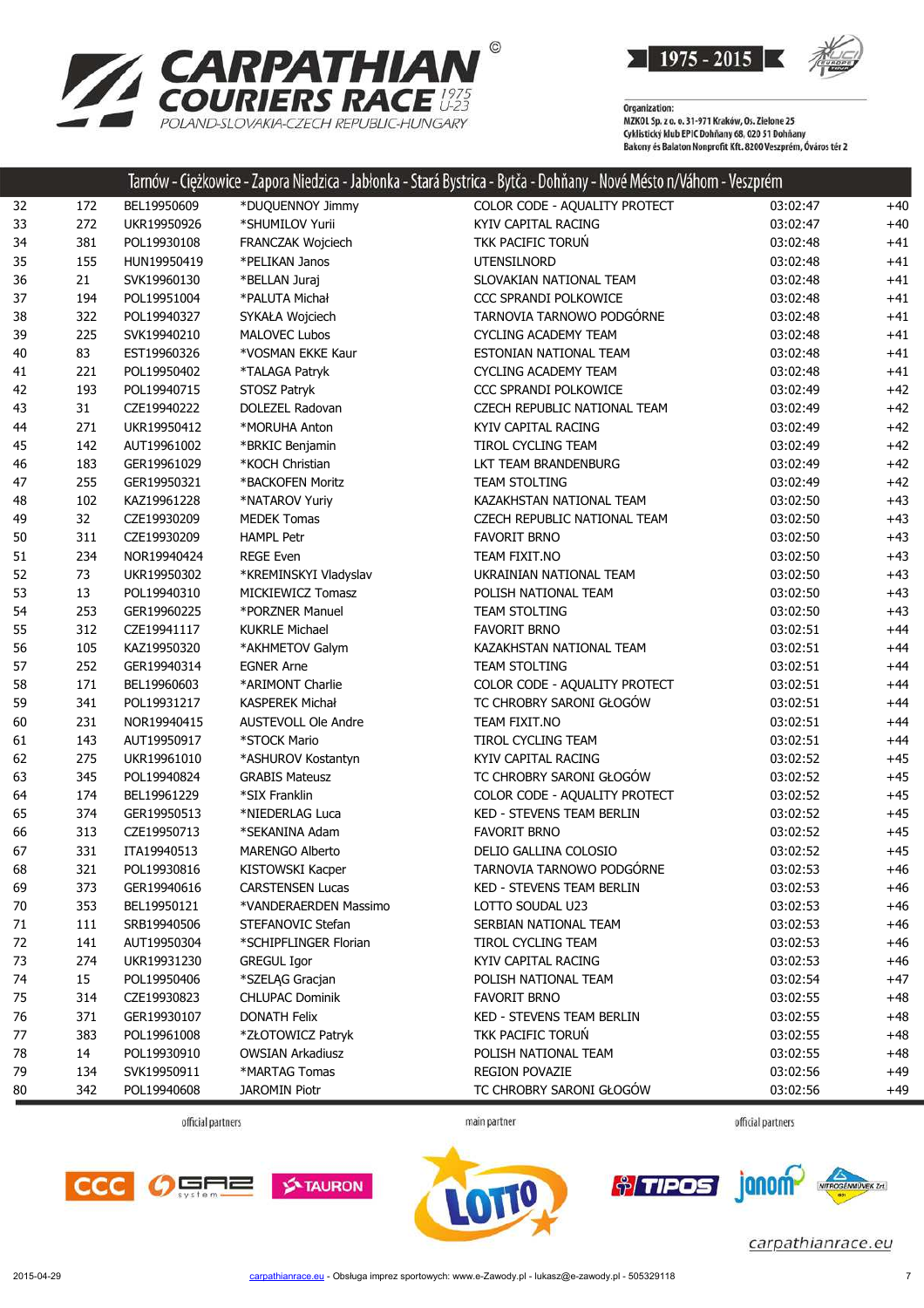# CARPATHIAN COURIERS RACE 1975 U-23

POLAND-SLOVAKIA-CZECH REPUBLIC-HUNGARY

1975 - 2015

Organization:
MZKOL Sp. z o. o. 31-971 Kraków, Os. Zielone 25
Cyklistický klub EPIC Dohňany 68, 020 51 Dohňany
Bakony és Balaton Nonprofit Kft. 8200 Veszprém, Óváros tér 2

## Tarnów - Ciężkowice - Zapora Niedzica - Jabłonka - Stará Bystrica - Bytča - Dohňany - Nové Mésto n/Váhom - Veszprém

| | | | | | | |
|---|---|---|---|---|---|---|
| 32 | 172 | BEL19950609 | *DUQUENNOY Jimmy | COLOR CODE - AQUALITY PROTECT | 03:02:47 | +40 |
| 33 | 272 | UKR19950926 | *SHUMILOV Yurii | KYIV CAPITAL RACING | 03:02:47 | +40 |
| 34 | 381 | POL19930108 | FRANCZAK Wojciech | TKK PACIFIC TORUŃ | 03:02:48 | +41 |
| 35 | 155 | HUN19950419 | *PELIKAN Janos | UTENSILNORD | 03:02:48 | +41 |
| 36 | 21 | SVK19960130 | *BELLAN Juraj | SLOVAKIAN NATIONAL TEAM | 03:02:48 | +41 |
| 37 | 194 | POL19951004 | *PALUTA Michał | CCC SPRANDI POLKOWICE | 03:02:48 | +41 |
| 38 | 322 | POL19940327 | SYKAŁA Wojciech | TARNOVIA TARNOWO PODGÓRNE | 03:02:48 | +41 |
| 39 | 225 | SVK19940210 | MALOVEC Lubos | CYCLING ACADEMY TEAM | 03:02:48 | +41 |
| 40 | 83 | EST19960326 | *VOSMAN EKKE Kaur | ESTONIAN NATIONAL TEAM | 03:02:48 | +41 |
| 41 | 221 | POL19950402 | *TALAGA Patryk | CYCLING ACADEMY TEAM | 03:02:48 | +41 |
| 42 | 193 | POL19940715 | STOSZ Patryk | CCC SPRANDI POLKOWICE | 03:02:49 | +42 |
| 43 | 31 | CZE19940222 | DOLEZEL Radovan | CZECH REPUBLIC NATIONAL TEAM | 03:02:49 | +42 |
| 44 | 271 | UKR19950412 | *MORUHA Anton | KYIV CAPITAL RACING | 03:02:49 | +42 |
| 45 | 142 | AUT19961002 | *BRKIC Benjamin | TIROL CYCLING TEAM | 03:02:49 | +42 |
| 46 | 183 | GER19961029 | *KOCH Christian | LKT TEAM BRANDENBURG | 03:02:49 | +42 |
| 47 | 255 | GER19950321 | *BACKOFEN Moritz | TEAM STOLTING | 03:02:49 | +42 |
| 48 | 102 | KAZ19961228 | *NATAROV Yuriy | KAZAKHSTAN NATIONAL TEAM | 03:02:50 | +43 |
| 49 | 32 | CZE19930209 | MEDEK Tomas | CZECH REPUBLIC NATIONAL TEAM | 03:02:50 | +43 |
| 50 | 311 | CZE19930209 | HAMPL Petr | FAVORIT BRNO | 03:02:50 | +43 |
| 51 | 234 | NOR19940424 | REGE Even | TEAM FIXIT.NO | 03:02:50 | +43 |
| 52 | 73 | UKR19950302 | *KREMINSKYI Vladyslav | UKRAINIAN NATIONAL TEAM | 03:02:50 | +43 |
| 53 | 13 | POL19940310 | MICKIEWICZ Tomasz | POLISH NATIONAL TEAM | 03:02:50 | +43 |
| 54 | 253 | GER19960225 | *PORZNER Manuel | TEAM STOLTING | 03:02:50 | +43 |
| 55 | 312 | CZE19941117 | KUKRLE Michael | FAVORIT BRNO | 03:02:51 | +44 |
| 56 | 105 | KAZ19950320 | *AKHMETOV Galym | KAZAKHSTAN NATIONAL TEAM | 03:02:51 | +44 |
| 57 | 252 | GER19940314 | EGNER Arne | TEAM STOLTING | 03:02:51 | +44 |
| 58 | 171 | BEL19960603 | *ARIMONT Charlie | COLOR CODE - AQUALITY PROTECT | 03:02:51 | +44 |
| 59 | 341 | POL19931217 | KASPEREK Michał | TC CHROBRY SARONI GŁOGÓW | 03:02:51 | +44 |
| 60 | 231 | NOR19940415 | AUSTEVOLL Ole Andre | TEAM FIXIT.NO | 03:02:51 | +44 |
| 61 | 143 | AUT19950917 | *STOCK Mario | TIROL CYCLING TEAM | 03:02:51 | +44 |
| 62 | 275 | UKR19961010 | *ASHUROV Kostantyn | KYIV CAPITAL RACING | 03:02:52 | +45 |
| 63 | 345 | POL19940824 | GRABIS Mateusz | TC CHROBRY SARONI GŁOGÓW | 03:02:52 | +45 |
| 64 | 174 | BEL19961229 | *SIX Franklin | COLOR CODE - AQUALITY PROTECT | 03:02:52 | +45 |
| 65 | 374 | GER19950513 | *NIEDERLAG Luca | KED - STEVENS TEAM BERLIN | 03:02:52 | +45 |
| 66 | 313 | CZE19950713 | *SEKANINA Adam | FAVORIT BRNO | 03:02:52 | +45 |
| 67 | 331 | ITA19940513 | MARENGO Alberto | DELIO GALLINA COLOSIO | 03:02:52 | +45 |
| 68 | 321 | POL19930816 | KISTOWSKI Kacper | TARNOVIA TARNOWO PODGÓRNE | 03:02:53 | +46 |
| 69 | 373 | GER19940616 | CARSTENSEN Lucas | KED - STEVENS TEAM BERLIN | 03:02:53 | +46 |
| 70 | 353 | BEL19950121 | *VANDERAERDEN Massimo | LOTTO SOUDAL U23 | 03:02:53 | +46 |
| 71 | 111 | SRB19940506 | STEFANOVIC Stefan | SERBIAN NATIONAL TEAM | 03:02:53 | +46 |
| 72 | 141 | AUT19950304 | *SCHIPFLINGER Florian | TIROL CYCLING TEAM | 03:02:53 | +46 |
| 73 | 274 | UKR19931230 | GREGUL Igor | KYIV CAPITAL RACING | 03:02:53 | +46 |
| 74 | 15 | POL19950406 | *SZELĄG Gracjan | POLISH NATIONAL TEAM | 03:02:54 | +47 |
| 75 | 314 | CZE19930823 | CHLUPAC Dominik | FAVORIT BRNO | 03:02:55 | +48 |
| 76 | 371 | GER19930107 | DONATH Felix | KED - STEVENS TEAM BERLIN | 03:02:55 | +48 |
| 77 | 383 | POL19961008 | *ZŁOTOWICZ Patryk | TKK PACIFIC TORUŃ | 03:02:55 | +48 |
| 78 | 14 | POL19930910 | OWSIAN Arkadiusz | POLISH NATIONAL TEAM | 03:02:55 | +48 |
| 79 | 134 | SVK19950911 | *MARTAG Tomas | REGION POVAZIE | 03:02:56 | +49 |
| 80 | 342 | POL19940608 | JAROMIN Piotr | TC CHROBRY SARONI GŁOGÓW | 03:02:56 | +49 |

official partners — main partner — official partners

carpathianrace.eu

2015-04-29 — carpathianrace.eu - Obsługa imprez sportowych: www.e-Zawody.pl - lukasz@e-zawody.pl - 505329118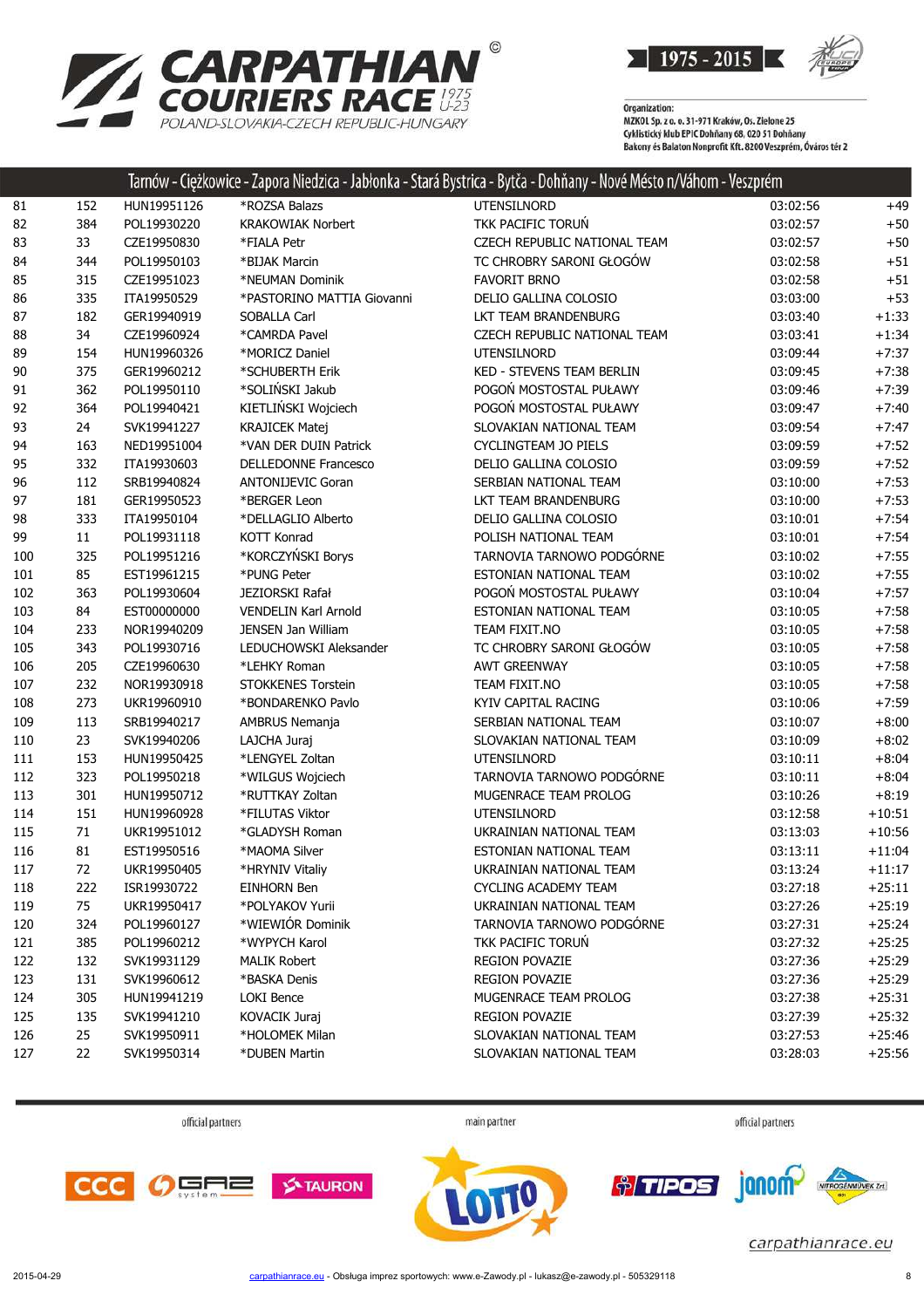Tarnów - Ciężkowice - Zapora Niedzica - Jabłonka - Stará Bystrica - Bytča - Dohňany - Nové Mésto n/Váhom - Veszprém

| | | | | | | |
|---|---|---|---|---|---|---|
| 81 | 152 | HUN19951126 | *ROZSA Balazs | UTENSILNORD | 03:02:56 | +49 |
| 82 | 384 | POL19930220 | KRAKOWIAK Norbert | TKK PACIFIC TORUŃ | 03:02:57 | +50 |
| 83 | 33 | CZE19950830 | *FIALA Petr | CZECH REPUBLIC NATIONAL TEAM | 03:02:57 | +50 |
| 84 | 344 | POL19950103 | *BIJAK Marcin | TC CHROBRY SARONI GŁOGÓW | 03:02:58 | +51 |
| 85 | 315 | CZE19951023 | *NEUMAN Dominik | FAVORIT BRNO | 03:02:58 | +51 |
| 86 | 335 | ITA19950529 | *PASTORINO MATTIA Giovanni | DELIO GALLINA COLOSIO | 03:03:00 | +53 |
| 87 | 182 | GER19940919 | SOBALLA Carl | LKT TEAM BRANDENBURG | 03:03:40 | +1:33 |
| 88 | 34 | CZE19960924 | *CAMRDA Pavel | CZECH REPUBLIC NATIONAL TEAM | 03:03:41 | +1:34 |
| 89 | 154 | HUN19960326 | *MORICZ Daniel | UTENSILNORD | 03:09:44 | +7:37 |
| 90 | 375 | GER19960212 | *SCHUBERTH Erik | KED - STEVENS TEAM BERLIN | 03:09:45 | +7:38 |
| 91 | 362 | POL19950110 | *SOLIŃSKI Jakub | POGOŃ MOSTOSTAL PUŁAWY | 03:09:46 | +7:39 |
| 92 | 364 | POL19940421 | KIETLIŃSKI Wojciech | POGOŃ MOSTOSTAL PUŁAWY | 03:09:47 | +7:40 |
| 93 | 24 | SVK19941227 | KRAJICEK Matej | SLOVAKIAN NATIONAL TEAM | 03:09:54 | +7:47 |
| 94 | 163 | NED19951004 | *VAN DER DUIN Patrick | CYCLINGTEAM JO PIELS | 03:09:59 | +7:52 |
| 95 | 332 | ITA19930603 | DELLEDONNE Francesco | DELIO GALLINA COLOSIO | 03:09:59 | +7:52 |
| 96 | 112 | SRB19940824 | ANTONIJEVIC Goran | SERBIAN NATIONAL TEAM | 03:10:00 | +7:53 |
| 97 | 181 | GER19950523 | *BERGER Leon | LKT TEAM BRANDENBURG | 03:10:00 | +7:53 |
| 98 | 333 | ITA19950104 | *DELLAGLIO Alberto | DELIO GALLINA COLOSIO | 03:10:01 | +7:54 |
| 99 | 11 | POL19931118 | KOTT Konrad | POLISH NATIONAL TEAM | 03:10:01 | +7:54 |
| 100 | 325 | POL19951216 | *KORCZYŃSKI Borys | TARNOVIA TARNOWO PODGÓRNE | 03:10:02 | +7:55 |
| 101 | 85 | EST19961215 | *PUNG Peter | ESTONIAN NATIONAL TEAM | 03:10:02 | +7:55 |
| 102 | 363 | POL19930604 | JEZIORSKI Rafał | POGOŃ MOSTOSTAL PUŁAWY | 03:10:04 | +7:57 |
| 103 | 84 | EST00000000 | VENDELIN Karl Arnold | ESTONIAN NATIONAL TEAM | 03:10:05 | +7:58 |
| 104 | 233 | NOR19940209 | JENSEN Jan William | TEAM FIXIT.NO | 03:10:05 | +7:58 |
| 105 | 343 | POL19930716 | LEDUCHOWSKI Aleksander | TC CHROBRY SARONI GŁOGÓW | 03:10:05 | +7:58 |
| 106 | 205 | CZE19960630 | *LEHKY Roman | AWT GREENWAY | 03:10:05 | +7:58 |
| 107 | 232 | NOR19930918 | STOKKENES Torstein | TEAM FIXIT.NO | 03:10:05 | +7:58 |
| 108 | 273 | UKR19960910 | *BONDARENKO Pavlo | KYIV CAPITAL RACING | 03:10:06 | +7:59 |
| 109 | 113 | SRB19940217 | AMBRUS Nemanja | SERBIAN NATIONAL TEAM | 03:10:07 | +8:00 |
| 110 | 23 | SVK19940206 | LAJCHA Juraj | SLOVAKIAN NATIONAL TEAM | 03:10:09 | +8:02 |
| 111 | 153 | HUN19950425 | *LENGYEL Zoltan | UTENSILNORD | 03:10:11 | +8:04 |
| 112 | 323 | POL19950218 | *WILGUS Wojciech | TARNOVIA TARNOWO PODGÓRNE | 03:10:11 | +8:04 |
| 113 | 301 | HUN19950712 | *RUTTKAY Zoltan | MUGENRACE TEAM PROLOG | 03:10:26 | +8:19 |
| 114 | 151 | HUN19960928 | *FILUTAS Viktor | UTENSILNORD | 03:12:58 | +10:51 |
| 115 | 71 | UKR19951012 | *GLADYSH Roman | UKRAINIAN NATIONAL TEAM | 03:13:03 | +10:56 |
| 116 | 81 | EST19950516 | *MAOMA Silver | ESTONIAN NATIONAL TEAM | 03:13:11 | +11:04 |
| 117 | 72 | UKR19950405 | *HRYNIV Vitaliy | UKRAINIAN NATIONAL TEAM | 03:13:24 | +11:17 |
| 118 | 222 | ISR19930722 | EINHORN Ben | CYCLING ACADEMY TEAM | 03:27:18 | +25:11 |
| 119 | 75 | UKR19950417 | *POLYAKOV Yurii | UKRAINIAN NATIONAL TEAM | 03:27:26 | +25:19 |
| 120 | 324 | POL19960127 | *WIEWIÓR Dominik | TARNOVIA TARNOWO PODGÓRNE | 03:27:31 | +25:24 |
| 121 | 385 | POL19960212 | *WYPYCH Karol | TKK PACIFIC TORUŃ | 03:27:32 | +25:25 |
| 122 | 132 | SVK19931129 | MALIK Robert | REGION POVAZIE | 03:27:36 | +25:29 |
| 123 | 131 | SVK19960612 | *BASKA Denis | REGION POVAZIE | 03:27:36 | +25:29 |
| 124 | 305 | HUN19941219 | LOKI Bence | MUGENRACE TEAM PROLOG | 03:27:38 | +25:31 |
| 125 | 135 | SVK19941210 | KOVACIK Juraj | REGION POVAZIE | 03:27:39 | +25:32 |
| 126 | 25 | SVK19950911 | *HOLOMEK Milan | SLOVAKIAN NATIONAL TEAM | 03:27:53 | +25:46 |
| 127 | 22 | SVK19950314 | *DUBEN Martin | SLOVAKIAN NATIONAL TEAM | 03:28:03 | +25:56 |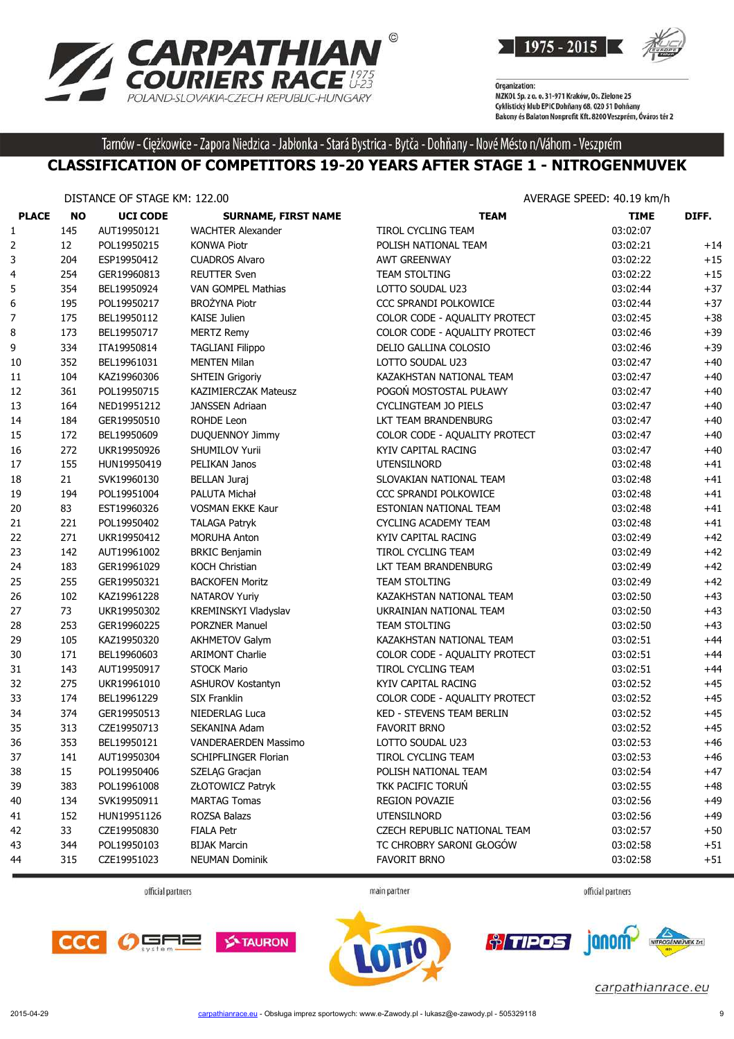Tarnów - Ciężkowice - Zapora Niedzica - Jabłonka - Stará Bystrica - Bytča - Dohňany - Nové Mésto n/Váhom - Veszprém

## CLASSIFICATION OF COMPETITORS 19-20 YEARS AFTER STAGE 1 - NITROGENMUVEK

DISTANCE OF STAGE KM: 122.00

AVERAGE SPEED: 40.19 km/h

| PLACE | NO | UCI CODE | SURNAME, FIRST NAME | TEAM | TIME | DIFF. |
|---|---|---|---|---|---|---|
| 1 | 145 | AUT19950121 | WACHTER Alexander | TIROL CYCLING TEAM | 03:02:07 | |
| 2 | 12 | POL19950215 | KONWA Piotr | POLISH NATIONAL TEAM | 03:02:21 | +14 |
| 3 | 204 | ESP19950412 | CUADROS Alvaro | AWT GREENWAY | 03:02:22 | +15 |
| 4 | 254 | GER19960813 | REUTTER Sven | TEAM STOLTING | 03:02:22 | +15 |
| 5 | 354 | BEL19950924 | VAN GOMPEL Mathias | LOTTO SOUDAL U23 | 03:02:44 | +37 |
| 6 | 195 | POL19950217 | BROŻYNA Piotr | CCC SPRANDI POLKOWICE | 03:02:44 | +37 |
| 7 | 175 | BEL19950112 | KAISE Julien | COLOR CODE - AQUALITY PROTECT | 03:02:45 | +38 |
| 8 | 173 | BEL19950717 | MERTZ Remy | COLOR CODE - AQUALITY PROTECT | 03:02:46 | +39 |
| 9 | 334 | ITA19950814 | TAGLIANI Filippo | DELIO GALLINA COLOSIO | 03:02:46 | +39 |
| 10 | 352 | BEL19961031 | MENTEN Milan | LOTTO SOUDAL U23 | 03:02:47 | +40 |
| 11 | 104 | KAZ19960306 | SHTEIN Grigoriy | KAZAKHSTAN NATIONAL TEAM | 03:02:47 | +40 |
| 12 | 361 | POL19950715 | KAZIMIERCZAK Mateusz | POGOŃ MOSTOSTAL PUŁAWY | 03:02:47 | +40 |
| 13 | 164 | NED19951212 | JANSSEN Adriaan | CYCLINGTEAM JO PIELS | 03:02:47 | +40 |
| 14 | 184 | GER19950510 | ROHDE Leon | LKT TEAM BRANDENBURG | 03:02:47 | +40 |
| 15 | 172 | BEL19950609 | DUQUENNOY Jimmy | COLOR CODE - AQUALITY PROTECT | 03:02:47 | +40 |
| 16 | 272 | UKR19950926 | SHUMILOV Yurii | KYIV CAPITAL RACING | 03:02:47 | +40 |
| 17 | 155 | HUN19950419 | PELIKAN Janos | UTENSILNORD | 03:02:48 | +41 |
| 18 | 21 | SVK19960130 | BELLAN Juraj | SLOVAKIAN NATIONAL TEAM | 03:02:48 | +41 |
| 19 | 194 | POL19951004 | PALUTA Michał | CCC SPRANDI POLKOWICE | 03:02:48 | +41 |
| 20 | 83 | EST19960326 | VOSMAN EKKE Kaur | ESTONIAN NATIONAL TEAM | 03:02:48 | +41 |
| 21 | 221 | POL19950402 | TALAGA Patryk | CYCLING ACADEMY TEAM | 03:02:48 | +41 |
| 22 | 271 | UKR19950412 | MORUHA Anton | KYIV CAPITAL RACING | 03:02:49 | +42 |
| 23 | 142 | AUT19961002 | BRKIC Benjamin | TIROL CYCLING TEAM | 03:02:49 | +42 |
| 24 | 183 | GER19961029 | KOCH Christian | LKT TEAM BRANDENBURG | 03:02:49 | +42 |
| 25 | 255 | GER19950321 | BACKOFEN Moritz | TEAM STOLTING | 03:02:49 | +42 |
| 26 | 102 | KAZ19961228 | NATAROV Yuriy | KAZAKHSTAN NATIONAL TEAM | 03:02:50 | +43 |
| 27 | 73 | UKR19950302 | KREMINSKYI Vladyslav | UKRAINIAN NATIONAL TEAM | 03:02:50 | +43 |
| 28 | 253 | GER19960225 | PORZNER Manuel | TEAM STOLTING | 03:02:50 | +43 |
| 29 | 105 | KAZ19950320 | AKHMETOV Galym | KAZAKHSTAN NATIONAL TEAM | 03:02:51 | +44 |
| 30 | 171 | BEL19960603 | ARIMONT Charlie | COLOR CODE - AQUALITY PROTECT | 03:02:51 | +44 |
| 31 | 143 | AUT19950917 | STOCK Mario | TIROL CYCLING TEAM | 03:02:51 | +44 |
| 32 | 275 | UKR19961010 | ASHUROV Kostantyn | KYIV CAPITAL RACING | 03:02:52 | +45 |
| 33 | 174 | BEL19961229 | SIX Franklin | COLOR CODE - AQUALITY PROTECT | 03:02:52 | +45 |
| 34 | 374 | GER19950513 | NIEDERLAG Luca | KED - STEVENS TEAM BERLIN | 03:02:52 | +45 |
| 35 | 313 | CZE19950713 | SEKANINA Adam | FAVORIT BRNO | 03:02:52 | +45 |
| 36 | 353 | BEL19950121 | VANDERAERDEN Massimo | LOTTO SOUDAL U23 | 03:02:53 | +46 |
| 37 | 141 | AUT19950304 | SCHIPFLINGER Florian | TIROL CYCLING TEAM | 03:02:53 | +46 |
| 38 | 15 | POL19950406 | SZELĄG Gracjan | POLISH NATIONAL TEAM | 03:02:54 | +47 |
| 39 | 383 | POL19961008 | ZŁOTOWICZ Patryk | TKK PACIFIC TORUŃ | 03:02:55 | +48 |
| 40 | 134 | SVK19950911 | MARTAG Tomas | REGION POVAZIE | 03:02:56 | +49 |
| 41 | 152 | HUN19951126 | ROZSA Balazs | UTENSILNORD | 03:02:56 | +49 |
| 42 | 33 | CZE19950830 | FIALA Petr | CZECH REPUBLIC NATIONAL TEAM | 03:02:57 | +50 |
| 43 | 344 | POL19950103 | BIJAK Marcin | TC CHROBRY SARONI GŁOGÓW | 03:02:58 | +51 |
| 44 | 315 | CZE19951023 | NEUMAN Dominik | FAVORIT BRNO | 03:02:58 | +51 |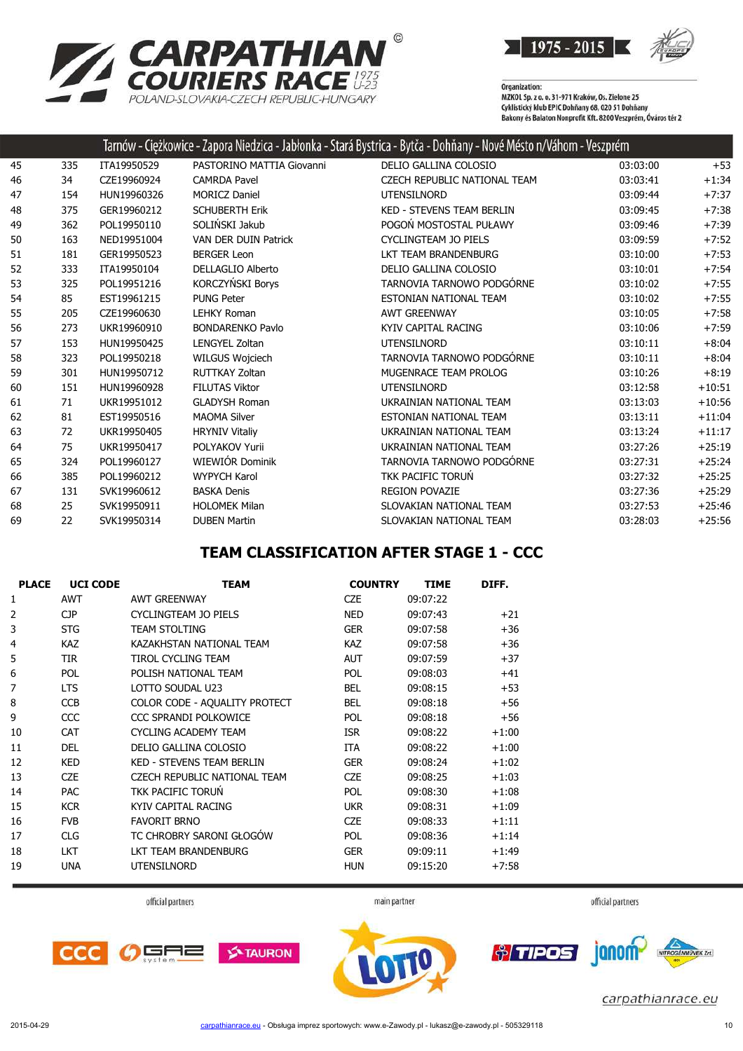Tarnów - Ciężkowice - Zapora Niedzica - Jabłonka - Stará Bystrica - Bytča - Dohňany - Nové Mésto n/Váhom - Veszprém

| | | | | | | |
|---|---|---|---|---|---|---|
| 45 | 335 | ITA19950529 | PASTORINO MATTIA Giovanni | DELIO GALLINA COLOSIO | 03:03:00 | +53 |
| 46 | 34 | CZE19960924 | CAMRDA Pavel | CZECH REPUBLIC NATIONAL TEAM | 03:03:41 | +1:34 |
| 47 | 154 | HUN19960326 | MORICZ Daniel | UTENSILNORD | 03:09:44 | +7:37 |
| 48 | 375 | GER19960212 | SCHUBERTH Erik | KED - STEVENS TEAM BERLIN | 03:09:45 | +7:38 |
| 49 | 362 | POL19950110 | SOLIŃSKI Jakub | POGOŃ MOSTOSTAL PUŁAWY | 03:09:46 | +7:39 |
| 50 | 163 | NED19951004 | VAN DER DUIN Patrick | CYCLINGTEAM JO PIELS | 03:09:59 | +7:52 |
| 51 | 181 | GER19950523 | BERGER Leon | LKT TEAM BRANDENBURG | 03:10:00 | +7:53 |
| 52 | 333 | ITA19950104 | DELLAGLIO Alberto | DELIO GALLINA COLOSIO | 03:10:01 | +7:54 |
| 53 | 325 | POL19951216 | KORCZYŃSKI Borys | TARNOVIA TARNOWO PODGÓRNE | 03:10:02 | +7:55 |
| 54 | 85 | EST19961215 | PUNG Peter | ESTONIAN NATIONAL TEAM | 03:10:02 | +7:55 |
| 55 | 205 | CZE19960630 | LEHKY Roman | AWT GREENWAY | 03:10:05 | +7:58 |
| 56 | 273 | UKR19960910 | BONDARENKO Pavlo | KYIV CAPITAL RACING | 03:10:06 | +7:59 |
| 57 | 153 | HUN19950425 | LENGYEL Zoltan | UTENSILNORD | 03:10:11 | +8:04 |
| 58 | 323 | POL19950218 | WILGUS Wojciech | TARNOVIA TARNOWO PODGÓRNE | 03:10:11 | +8:04 |
| 59 | 301 | HUN19950712 | RUTTKAY Zoltan | MUGENRACE TEAM PROLOG | 03:10:26 | +8:19 |
| 60 | 151 | HUN19960928 | FILUTAS Viktor | UTENSILNORD | 03:12:58 | +10:51 |
| 61 | 71 | UKR19951012 | GLADYSH Roman | UKRAINIAN NATIONAL TEAM | 03:13:03 | +10:56 |
| 62 | 81 | EST19950516 | MAOMA Silver | ESTONIAN NATIONAL TEAM | 03:13:11 | +11:04 |
| 63 | 72 | UKR19950405 | HRYNIV Vitaliy | UKRAINIAN NATIONAL TEAM | 03:13:24 | +11:17 |
| 64 | 75 | UKR19950417 | POLYAKOV Yurii | UKRAINIAN NATIONAL TEAM | 03:27:26 | +25:19 |
| 65 | 324 | POL19960127 | WIEWIÓR Dominik | TARNOVIA TARNOWO PODGÓRNE | 03:27:31 | +25:24 |
| 66 | 385 | POL19960212 | WYPYCH Karol | TKK PACIFIC TORUŃ | 03:27:32 | +25:25 |
| 67 | 131 | SVK19960612 | BASKA Denis | REGION POVAZIE | 03:27:36 | +25:29 |
| 68 | 25 | SVK19950911 | HOLOMEK Milan | SLOVAKIAN NATIONAL TEAM | 03:27:53 | +25:46 |
| 69 | 22 | SVK19950314 | DUBEN Martin | SLOVAKIAN NATIONAL TEAM | 03:28:03 | +25:56 |

## TEAM CLASSIFICATION AFTER STAGE 1 - CCC

| PLACE | UCI CODE | TEAM | COUNTRY | TIME | DIFF. |
|---|---|---|---|---|---|
| 1 | AWT | AWT GREENWAY | CZE | 09:07:22 | |
| 2 | CJP | CYCLINGTEAM JO PIELS | NED | 09:07:43 | +21 |
| 3 | STG | TEAM STOLTING | GER | 09:07:58 | +36 |
| 4 | KAZ | KAZAKHSTAN NATIONAL TEAM | KAZ | 09:07:58 | +36 |
| 5 | TIR | TIROL CYCLING TEAM | AUT | 09:07:59 | +37 |
| 6 | POL | POLISH NATIONAL TEAM | POL | 09:08:03 | +41 |
| 7 | LTS | LOTTO SOUDAL U23 | BEL | 09:08:15 | +53 |
| 8 | CCB | COLOR CODE - AQUALITY PROTECT | BEL | 09:08:18 | +56 |
| 9 | CCC | CCC SPRANDI POLKOWICE | POL | 09:08:18 | +56 |
| 10 | CAT | CYCLING ACADEMY TEAM | ISR | 09:08:22 | +1:00 |
| 11 | DEL | DELIO GALLINA COLOSIO | ITA | 09:08:22 | +1:00 |
| 12 | KED | KED - STEVENS TEAM BERLIN | GER | 09:08:24 | +1:02 |
| 13 | CZE | CZECH REPUBLIC NATIONAL TEAM | CZE | 09:08:25 | +1:03 |
| 14 | PAC | TKK PACIFIC TORUŃ | POL | 09:08:30 | +1:08 |
| 15 | KCR | KYIV CAPITAL RACING | UKR | 09:08:31 | +1:09 |
| 16 | FVB | FAVORIT BRNO | CZE | 09:08:33 | +1:11 |
| 17 | CLG | TC CHROBRY SARONI GŁOGÓW | POL | 09:08:36 | +1:14 |
| 18 | LKT | LKT TEAM BRANDENBURG | GER | 09:09:11 | +1:49 |
| 19 | UNA | UTENSILNORD | HUN | 09:15:20 | +7:58 |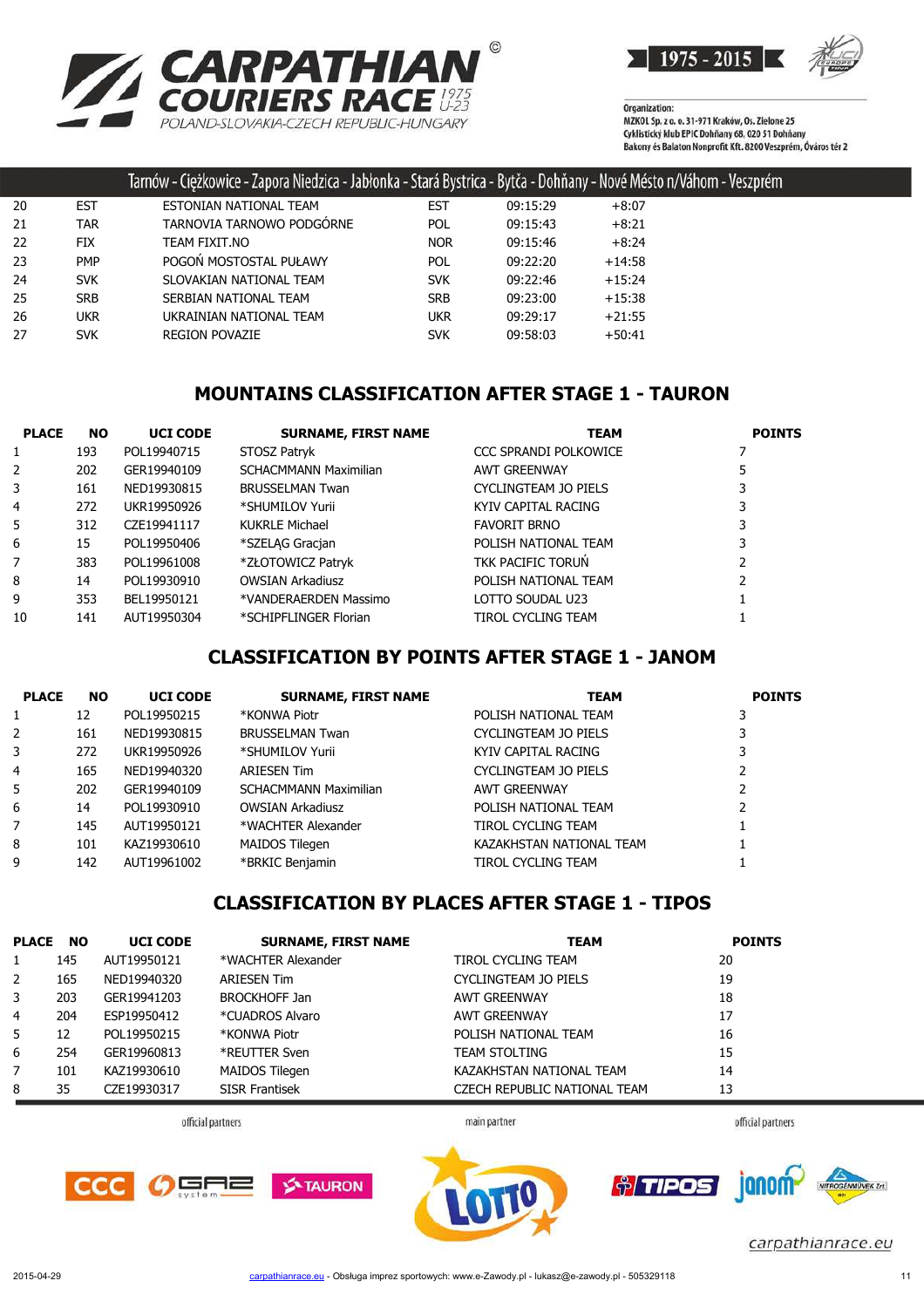Tarnów - Ciężkowice - Zapora Niedzica - Jabłonka - Stará Bystrica - Bytča - Dohňany - Nové Mésto n/Váhom - Veszprém

| | | | | | |
|---|---|---|---|---|---|
| 20 | EST | ESTONIAN NATIONAL TEAM | EST | 09:15:29 | +8:07 |
| 21 | TAR | TARNOVIA TARNOWO PODGÓRNE | POL | 09:15:43 | +8:21 |
| 22 | FIX | TEAM FIXIT.NO | NOR | 09:15:46 | +8:24 |
| 23 | PMP | POGOŃ MOSTOSTAL PUŁAWY | POL | 09:22:20 | +14:58 |
| 24 | SVK | SLOVAKIAN NATIONAL TEAM | SVK | 09:22:46 | +15:24 |
| 25 | SRB | SERBIAN NATIONAL TEAM | SRB | 09:23:00 | +15:38 |
| 26 | UKR | UKRAINIAN NATIONAL TEAM | UKR | 09:29:17 | +21:55 |
| 27 | SVK | REGION POVAZIE | SVK | 09:58:03 | +50:41 |

## MOUNTAINS CLASSIFICATION AFTER STAGE 1 - TAURON

| PLACE | NO | UCI CODE | SURNAME, FIRST NAME | TEAM | POINTS |
|---|---|---|---|---|---|
| 1 | 193 | POL19940715 | STOSZ Patryk | CCC SPRANDI POLKOWICE | 7 |
| 2 | 202 | GER19940109 | SCHACMMANN Maximilian | AWT GREENWAY | 5 |
| 3 | 161 | NED19930815 | BRUSSELMAN Twan | CYCLINGTEAM JO PIELS | 3 |
| 4 | 272 | UKR19950926 | *SHUMILOV Yurii | KYIV CAPITAL RACING | 3 |
| 5 | 312 | CZE19941117 | KUKRLE Michael | FAVORIT BRNO | 3 |
| 6 | 15 | POL19950406 | *SZELĄG Gracjan | POLISH NATIONAL TEAM | 3 |
| 7 | 383 | POL19961008 | *ZŁOTOWICZ Patryk | TKK PACIFIC TORUŃ | 2 |
| 8 | 14 | POL19930910 | OWSIAN Arkadiusz | POLISH NATIONAL TEAM | 2 |
| 9 | 353 | BEL19950121 | *VANDERAERDEN Massimo | LOTTO SOUDAL U23 | 1 |
| 10 | 141 | AUT19950304 | *SCHIPFLINGER Florian | TIROL CYCLING TEAM | 1 |

## CLASSIFICATION BY POINTS AFTER STAGE 1 - JANOM

| PLACE | NO | UCI CODE | SURNAME, FIRST NAME | TEAM | POINTS |
|---|---|---|---|---|---|
| 1 | 12 | POL19950215 | *KONWA Piotr | POLISH NATIONAL TEAM | 3 |
| 2 | 161 | NED19930815 | BRUSSELMAN Twan | CYCLINGTEAM JO PIELS | 3 |
| 3 | 272 | UKR19950926 | *SHUMILOV Yurii | KYIV CAPITAL RACING | 3 |
| 4 | 165 | NED19940320 | ARIESEN Tim | CYCLINGTEAM JO PIELS | 2 |
| 5 | 202 | GER19940109 | SCHACMMANN Maximilian | AWT GREENWAY | 2 |
| 6 | 14 | POL19930910 | OWSIAN Arkadiusz | POLISH NATIONAL TEAM | 2 |
| 7 | 145 | AUT19950121 | *WACHTER Alexander | TIROL CYCLING TEAM | 1 |
| 8 | 101 | KAZ19930610 | MAIDOS Tilegen | KAZAKHSTAN NATIONAL TEAM | 1 |
| 9 | 142 | AUT19961002 | *BRKIC Benjamin | TIROL CYCLING TEAM | 1 |

## CLASSIFICATION BY PLACES AFTER STAGE 1 - TIPOS

| PLACE | NO | UCI CODE | SURNAME, FIRST NAME | TEAM | POINTS |
|---|---|---|---|---|---|
| 1 | 145 | AUT19950121 | *WACHTER Alexander | TIROL CYCLING TEAM | 20 |
| 2 | 165 | NED19940320 | ARIESEN Tim | CYCLINGTEAM JO PIELS | 19 |
| 3 | 203 | GER19941203 | BROCKHOFF Jan | AWT GREENWAY | 18 |
| 4 | 204 | ESP19950412 | *CUADROS Alvaro | AWT GREENWAY | 17 |
| 5 | 12 | POL19950215 | *KONWA Piotr | POLISH NATIONAL TEAM | 16 |
| 6 | 254 | GER19960813 | *REUTTER Sven | TEAM STOLTING | 15 |
| 7 | 101 | KAZ19930610 | MAIDOS Tilegen | KAZAKHSTAN NATIONAL TEAM | 14 |
| 8 | 35 | CZE19930317 | SISR Frantisek | CZECH REPUBLIC NATIONAL TEAM | 13 |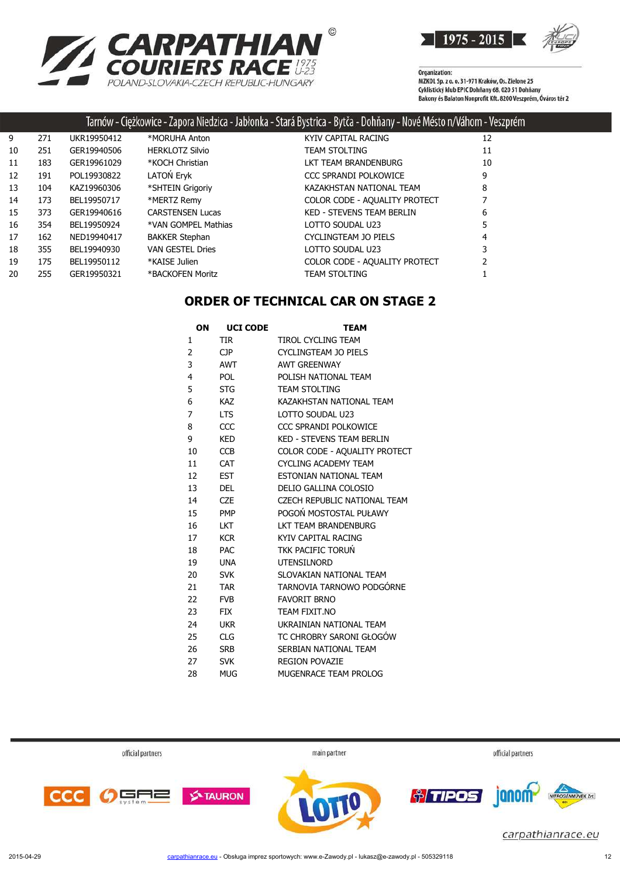Tarnów - Ciężkowice - Zapora Niedzica - Jabłonka - Stará Bystrica - Bytča - Dohňany - Nové Mésto n/Váhom - Veszprém

| | | | | | |
|---|---|---|---|---|---|
| 9 | 271 | UKR19950412 | *MORUHA Anton | KYIV CAPITAL RACING | 12 |
| 10 | 251 | GER19940506 | HERKLOTZ Silvio | TEAM STOLTING | 11 |
| 11 | 183 | GER19961029 | *KOCH Christian | LKT TEAM BRANDENBURG | 10 |
| 12 | 191 | POL19930822 | LATOŃ Eryk | CCC SPRANDI POLKOWICE | 9 |
| 13 | 104 | KAZ19960306 | *SHTEIN Grigoriy | KAZAKHSTAN NATIONAL TEAM | 8 |
| 14 | 173 | BEL19950717 | *MERTZ Remy | COLOR CODE - AQUALITY PROTECT | 7 |
| 15 | 373 | GER19940616 | CARSTENSEN Lucas | KED - STEVENS TEAM BERLIN | 6 |
| 16 | 354 | BEL19950924 | *VAN GOMPEL Mathias | LOTTO SOUDAL U23 | 5 |
| 17 | 162 | NED19940417 | BAKKER Stephan | CYCLINGTEAM JO PIELS | 4 |
| 18 | 355 | BEL19940930 | VAN GESTEL Dries | LOTTO SOUDAL U23 | 3 |
| 19 | 175 | BEL19950112 | *KAISE Julien | COLOR CODE - AQUALITY PROTECT | 2 |
| 20 | 255 | GER19950321 | *BACKOFEN Moritz | TEAM STOLTING | 1 |

## ORDER OF TECHNICAL CAR ON STAGE 2

| ON | UCI CODE | TEAM |
|---|---|---|
| 1 | TIR | TIROL CYCLING TEAM |
| 2 | CJP | CYCLINGTEAM JO PIELS |
| 3 | AWT | AWT GREENWAY |
| 4 | POL | POLISH NATIONAL TEAM |
| 5 | STG | TEAM STOLTING |
| 6 | KAZ | KAZAKHSTAN NATIONAL TEAM |
| 7 | LTS | LOTTO SOUDAL U23 |
| 8 | CCC | CCC SPRANDI POLKOWICE |
| 9 | KED | KED - STEVENS TEAM BERLIN |
| 10 | CCB | COLOR CODE - AQUALITY PROTECT |
| 11 | CAT | CYCLING ACADEMY TEAM |
| 12 | EST | ESTONIAN NATIONAL TEAM |
| 13 | DEL | DELIO GALLINA COLOSIO |
| 14 | CZE | CZECH REPUBLIC NATIONAL TEAM |
| 15 | PMP | POGOŃ MOSTOSTAL PUŁAWY |
| 16 | LKT | LKT TEAM BRANDENBURG |
| 17 | KCR | KYIV CAPITAL RACING |
| 18 | PAC | TKK PACIFIC TORUŃ |
| 19 | UNA | UTENSILNORD |
| 20 | SVK | SLOVAKIAN NATIONAL TEAM |
| 21 | TAR | TARNOVIA TARNOWO PODGÓRNE |
| 22 | FVB | FAVORIT BRNO |
| 23 | FIX | TEAM FIXIT.NO |
| 24 | UKR | UKRAINIAN NATIONAL TEAM |
| 25 | CLG | TC CHROBRY SARONI GŁOGÓW |
| 26 | SRB | SERBIAN NATIONAL TEAM |
| 27 | SVK | REGION POVAZIE |
| 28 | MUG | MUGENRACE TEAM PROLOG |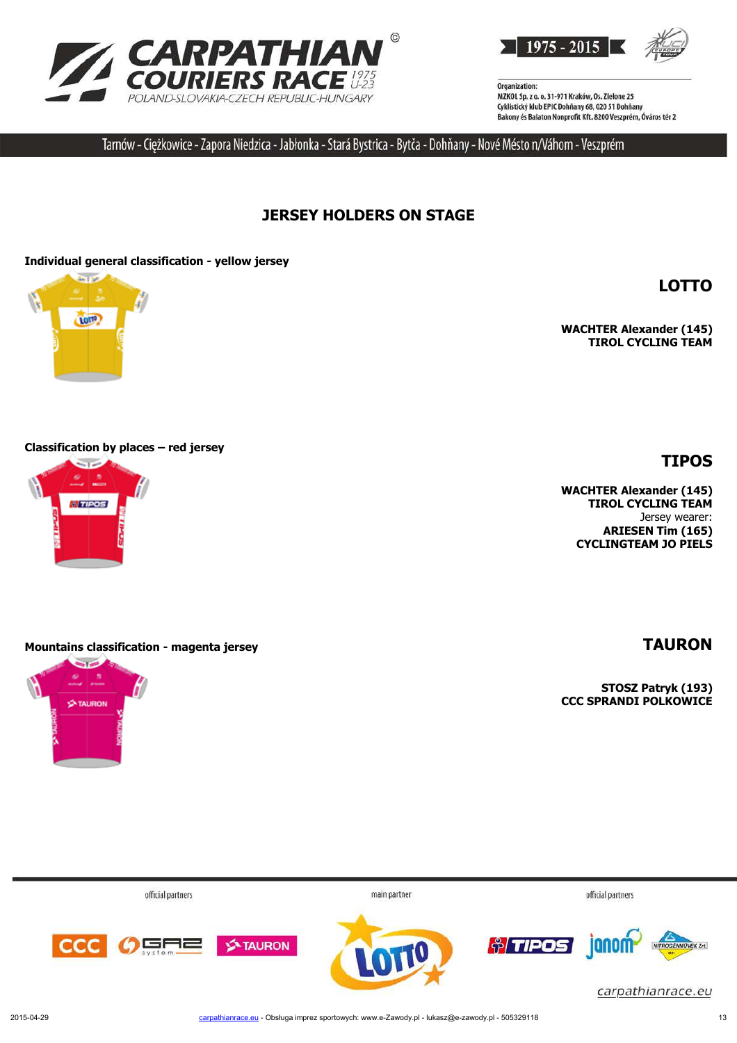## JERSEY HOLDERS ON STAGE

**Individual general classification - yellow jersey**

**LOTTO**

**WACHTER Alexander (145)**
**TIROL CYCLING TEAM**

**Classification by places – red jersey**

**TIPOS**

**WACHTER Alexander (145)**
**TIROL CYCLING TEAM**
Jersey wearer:
**ARIESEN Tim (165)**
**CYCLINGTEAM JO PIELS**

**Mountains classification - magenta jersey**

**TAURON**

**STOSZ Patryk (193)**
**CCC SPRANDI POLKOWICE**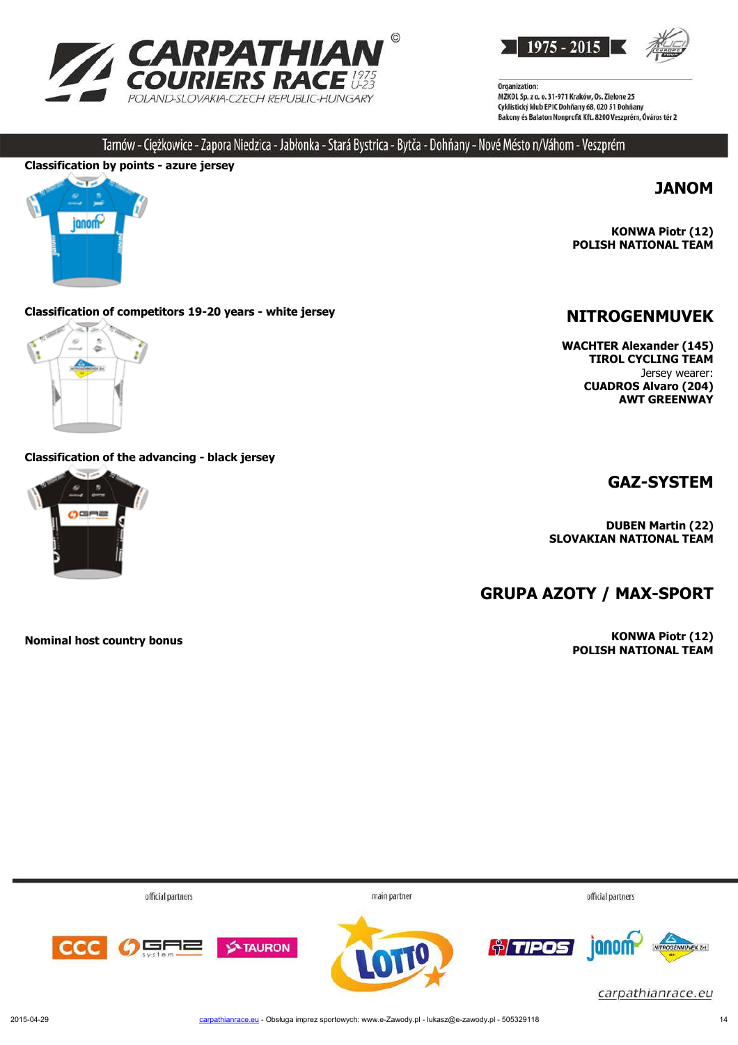# CARPATHIAN COURIERS RACE 1975 U-23

POLAND-SLOVAKIA-CZECH REPUBLIC-HUNGARY

1975 - 2015

Organization:
MZKOL Sp. z o. o. 31-971 Kraków, Os. Zielone 25
Cyklistický klub EPIC Dohňany 68, 020 51 Dohňany
Bakony és Balaton Nonprofit Kft. 8200 Veszprém, Óváros tér 2

Tarnów - Ciężkowice - Zapora Niedzica - Jabłonka - Stará Bystrica - Bytča - Dohňany - Nové Město n/Váhom - Veszprém

**Classification by points - azure jersey**

## JANOM

**KONWA Piotr (12)**
**POLISH NATIONAL TEAM**

**Classification of competitors 19-20 years - white jersey**

## NITROGENMUVEK

**WACHTER Alexander (145)**
**TIROL CYCLING TEAM**
Jersey wearer:
**CUADROS Alvaro (204)**
**AWT GREENWAY**

**Classification of the advancing - black jersey**

## GAZ-SYSTEM

**DUBEN Martin (22)**
**SLOVAKIAN NATIONAL TEAM**

## GRUPA AZOTY / MAX-SPORT

**Nominal host country bonus**

**KONWA Piotr (12)**
**POLISH NATIONAL TEAM**

official partners — main partner — official partners

CCC, GAZ system, TAURON, LOTTO, TIPOS, janom, NITROGÉNMŰVEK Zrt.

carpathianrace.eu

2015-04-29 carpathianrace.eu - Obsługa imprez sportowych: www.e-Zawody.pl - lukasz@e-zawody.pl - 505329118